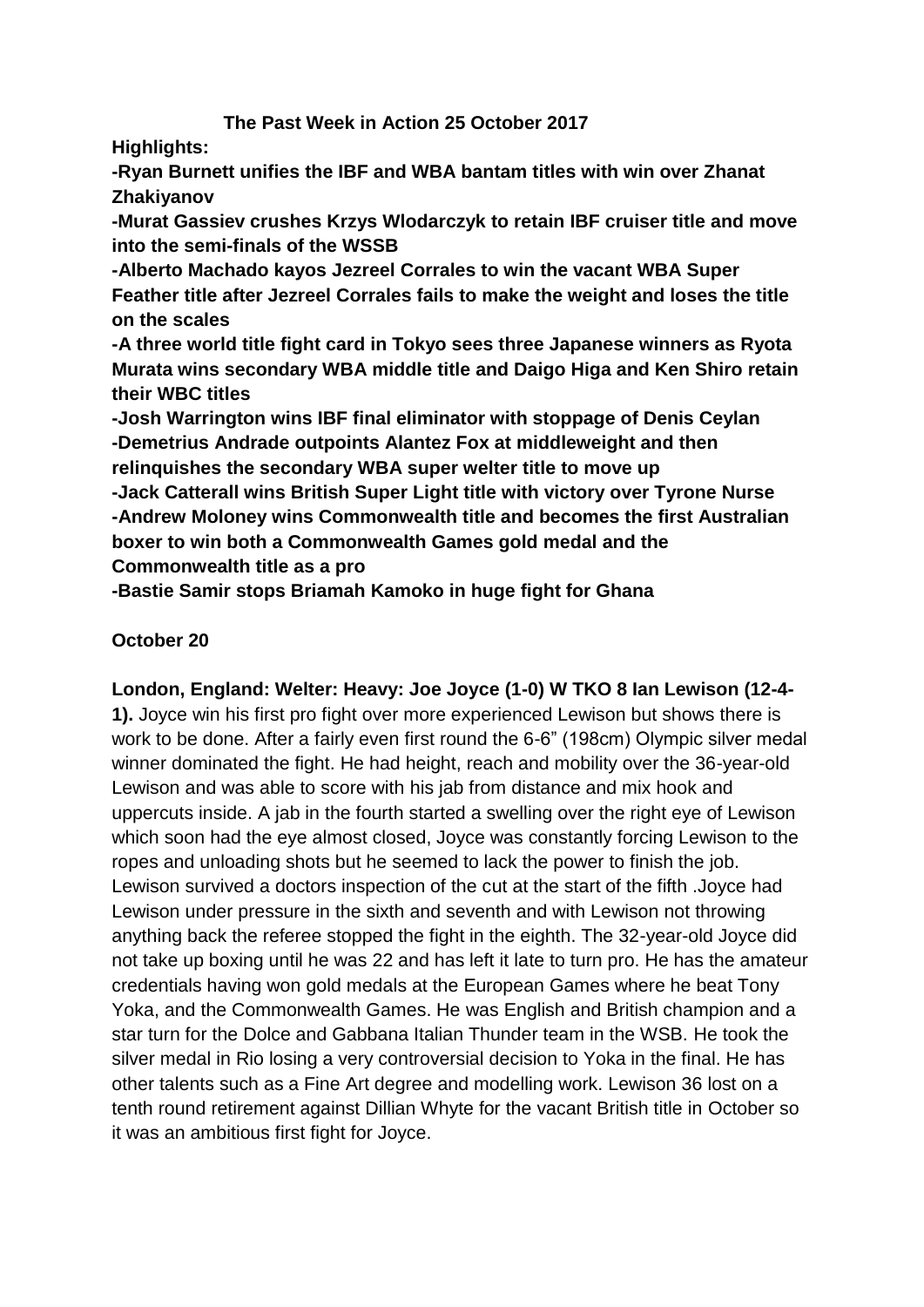# The Past Week in Action 25 October 2017

**Highlights:**

**-Ryan Burnett unifies the IBF and WBA bantam titles with win over Zhanat Zhakiyanov**

**-Murat Gassiev crushes Krzys Wlodarczyk to retain IBF cruiser title and move into the semi-finals of the WSSB**

**-Alberto Machado kayos Jezreel Corrales to win the vacant WBA Super Feather title after Jezreel Corrales fails to make the weight and loses the title on the scales**

**-A three world title fight card in Tokyo sees three Japanese winners as Ryota Murata wins secondary WBA middle title and Daigo Higa and Ken Shiro retain their WBC titles**

**-Josh Warrington wins IBF final eliminator with stoppage of Denis Ceylan**

**-Demetrius Andrade outpoints Alantez Fox at middleweight and then relinquishes the secondary WBA super welter title to move up**

**-Jack Catterall wins British Super Light title with victory over Tyrone Nurse**

**-Andrew Moloney wins Commonwealth title and becomes the first Australian boxer to win both a Commonwealth Games gold medal and the Commonwealth title as a pro**

**-Bastie Samir stops Briamah Kamoko in huge fight for Ghana**

## October 20

**London, England: Welter: Heavy: Joe Joyce (1-0) W TKO 8 Ian Lewison (12-4-1).** Joyce win his first pro fight over more experienced Lewison but shows there is work to be done. After a fairly even first round the 6-6" (198cm) Olympic silver medal winner dominated the fight. He had height, reach and mobility over the 36-year-old Lewison and was able to score with his jab from distance and mix hook and uppercuts inside. A jab in the fourth started a swelling over the right eye of Lewison which soon had the eye almost closed, Joyce was constantly forcing Lewison to the ropes and unloading shots but he seemed to lack the power to finish the job. Lewison survived a doctors inspection of the cut at the start of the fifth .Joyce had Lewison under pressure in the sixth and seventh and with Lewison not throwing anything back the referee stopped the fight in the eighth. The 32-year-old Joyce did not take up boxing until he was 22 and has left it late to turn pro. He has the amateur credentials having won gold medals at the European Games where he beat Tony Yoka, and the Commonwealth Games. He was English and British champion and a star turn for the Dolce and Gabbana Italian Thunder team in the WSB. He took the silver medal in Rio losing a very controversial decision to Yoka in the final. He has other talents such as a Fine Art degree and modelling work. Lewison 36 lost on a tenth round retirement against Dillian Whyte for the vacant British title in October so it was an ambitious first fight for Joyce.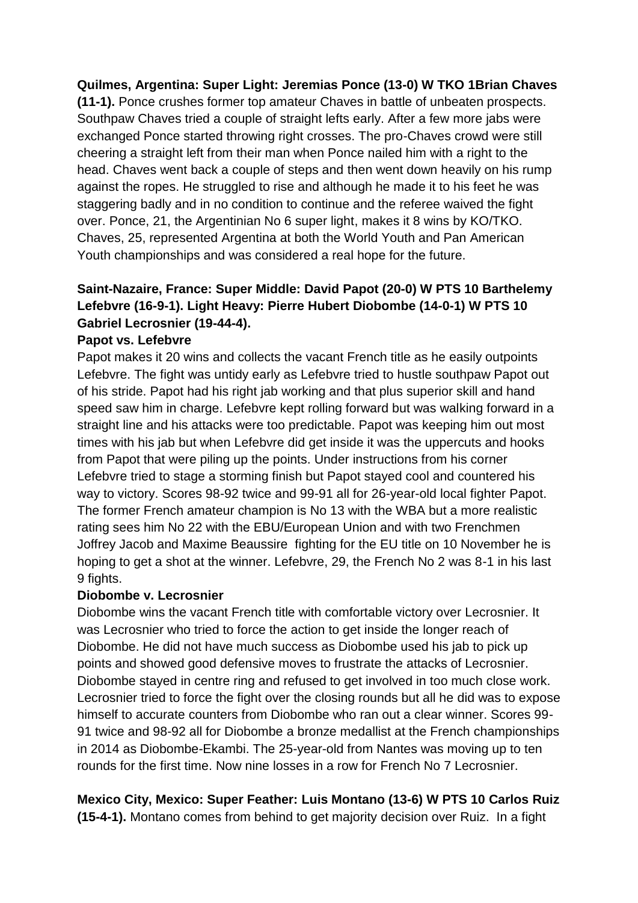**Quilmes, Argentina: Super Light: Jeremias Ponce (13-0) W TKO 1Brian Chaves (11-1).** Ponce crushes former top amateur Chaves in battle of unbeaten prospects. Southpaw Chaves tried a couple of straight lefts early. After a few more jabs were exchanged Ponce started throwing right crosses. The pro-Chaves crowd were still cheering a straight left from their man when Ponce nailed him with a right to the head. Chaves went back a couple of steps and then went down heavily on his rump against the ropes. He struggled to rise and although he made it to his feet he was staggering badly and in no condition to continue and the referee waived the fight over. Ponce, 21, the Argentinian No 6 super light, makes it 8 wins by KO/TKO. Chaves, 25, represented Argentina at both the World Youth and Pan American Youth championships and was considered a real hope for the future.

**Saint-Nazaire, France: Super Middle: David Papot (20-0) W PTS 10 Barthelemy Lefebvre (16-9-1). Light Heavy: Pierre Hubert Diobombe (14-0-1) W PTS 10 Gabriel Lecrosnier (19-44-4).**

**Papot vs. Lefebvre**

Papot makes it 20 wins and collects the vacant French title as he easily outpoints Lefebvre. The fight was untidy early as Lefebvre tried to hustle southpaw Papot out of his stride. Papot had his right jab working and that plus superior skill and hand speed saw him in charge. Lefebvre kept rolling forward but was walking forward in a straight line and his attacks were too predictable. Papot was keeping him out most times with his jab but when Lefebvre did get inside it was the uppercuts and hooks from Papot that were piling up the points. Under instructions from his corner Lefebvre tried to stage a storming finish but Papot stayed cool and countered his way to victory. Scores 98-92 twice and 99-91 all for 26-year-old local fighter Papot. The former French amateur champion is No 13 with the WBA but a more realistic rating sees him No 22 with the EBU/European Union and with two Frenchmen Joffrey Jacob and Maxime Beaussire fighting for the EU title on 10 November he is hoping to get a shot at the winner. Lefebvre, 29, the French No 2 was 8-1 in his last 9 fights.

**Diobombe v. Lecrosnier**

Diobombe wins the vacant French title with comfortable victory over Lecrosnier. It was Lecrosnier who tried to force the action to get inside the longer reach of Diobombe. He did not have much success as Diobombe used his jab to pick up points and showed good defensive moves to frustrate the attacks of Lecrosnier. Diobombe stayed in centre ring and refused to get involved in too much close work. Lecrosnier tried to force the fight over the closing rounds but all he did was to expose himself to accurate counters from Diobombe who ran out a clear winner. Scores 99-91 twice and 98-92 all for Diobombe a bronze medallist at the French championships in 2014 as Diobombe-Ekambi. The 25-year-old from Nantes was moving up to ten rounds for the first time. Now nine losses in a row for French No 7 Lecrosnier.

**Mexico City, Mexico: Super Feather: Luis Montano (13-6) W PTS 10 Carlos Ruiz (15-4-1).** Montano comes from behind to get majority decision over Ruiz. In a fight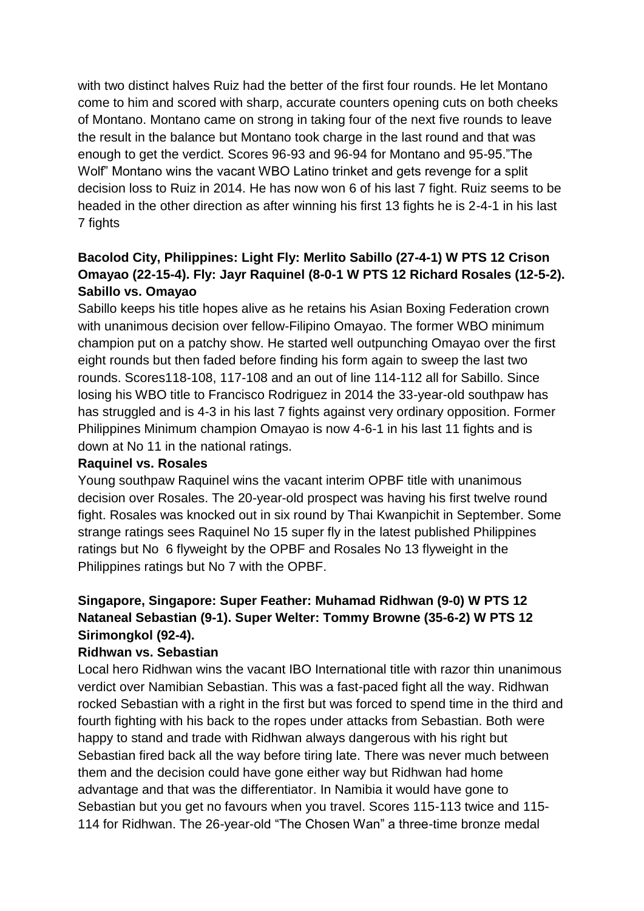with two distinct halves Ruiz had the better of the first four rounds. He let Montano come to him and scored with sharp, accurate counters opening cuts on both cheeks of Montano. Montano came on strong in taking four of the next five rounds to leave the result in the balance but Montano took charge in the last round and that was enough to get the verdict. Scores 96-93 and 96-94 for Montano and 95-95."The Wolf" Montano wins the vacant WBO Latino trinket and gets revenge for a split decision loss to Ruiz in 2014. He has now won 6 of his last 7 fight. Ruiz seems to be headed in the other direction as after winning his first 13 fights he is 2-4-1 in his last 7 fights

**Bacolod City, Philippines: Light Fly: Merlito Sabillo (27-4-1) W PTS 12 Crison Omayao (22-15-4). Fly: Jayr Raquinel (8-0-1 W PTS 12 Richard Rosales (12-5-2).**
**Sabillo vs. Omayao**

Sabillo keeps his title hopes alive as he retains his Asian Boxing Federation crown with unanimous decision over fellow-Filipino Omayao. The former WBO minimum champion put on a patchy show. He started well outpunching Omayao over the first eight rounds but then faded before finding his form again to sweep the last two rounds. Scores118-108, 117-108 and an out of line 114-112 all for Sabillo. Since losing his WBO title to Francisco Rodriguez in 2014 the 33-year-old southpaw has has struggled and is 4-3 in his last 7 fights against very ordinary opposition. Former Philippines Minimum champion Omayao is now 4-6-1 in his last 11 fights and is down at No 11 in the national ratings.

**Raquinel vs. Rosales**

Young southpaw Raquinel wins the vacant interim OPBF title with unanimous decision over Rosales. The 20-year-old prospect was having his first twelve round fight. Rosales was knocked out in six round by Thai Kwanpichit in September. Some strange ratings sees Raquinel No 15 super fly in the latest published Philippines ratings but No 6 flyweight by the OPBF and Rosales No 13 flyweight in the Philippines ratings but No 7 with the OPBF.

**Singapore, Singapore: Super Feather: Muhamad Ridhwan (9-0) W PTS 12 Nataneal Sebastian (9-1). Super Welter: Tommy Browne (35-6-2) W PTS 12 Sirimongkol (92-4).**
**Ridhwan vs. Sebastian**

Local hero Ridhwan wins the vacant IBO International title with razor thin unanimous verdict over Namibian Sebastian. This was a fast-paced fight all the way. Ridhwan rocked Sebastian with a right in the first but was forced to spend time in the third and fourth fighting with his back to the ropes under attacks from Sebastian. Both were happy to stand and trade with Ridhwan always dangerous with his right but Sebastian fired back all the way before tiring late. There was never much between them and the decision could have gone either way but Ridhwan had home advantage and that was the differentiator. In Namibia it would have gone to Sebastian but you get no favours when you travel. Scores 115-113 twice and 115-114 for Ridhwan. The 26-year-old "The Chosen Wan" a three-time bronze medal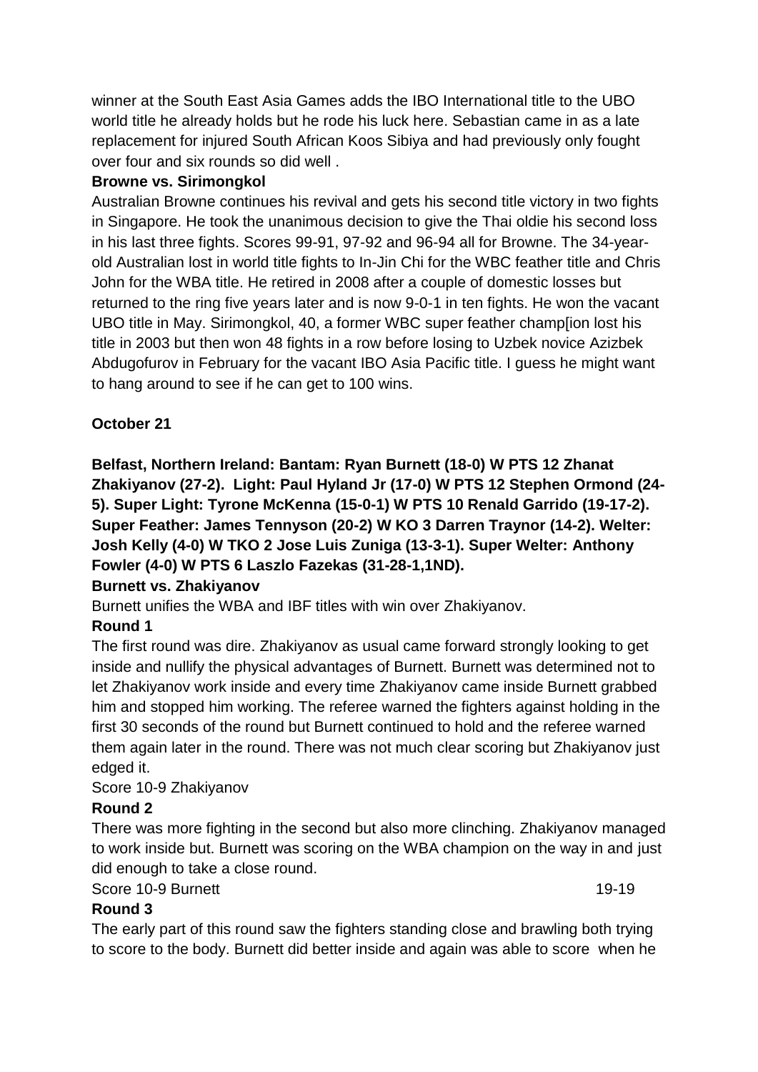winner at the South East Asia Games adds the IBO International title to the UBO world title he already holds but he rode his luck here. Sebastian came in as a late replacement for injured South African Koos Sibiya and had previously only fought over four and six rounds so did well .

**Browne vs. Sirimongkol**

Australian Browne continues his revival and gets his second title victory in two fights in Singapore. He took the unanimous decision to give the Thai oldie his second loss in his last three fights. Scores 99-91, 97-92 and 96-94 all for Browne. The 34-year-old Australian lost in world title fights to In-Jin Chi for the WBC feather title and Chris John for the WBA title. He retired in 2008 after a couple of domestic losses but returned to the ring five years later and is now 9-0-1 in ten fights. He won the vacant UBO title in May. Sirimongkol, 40, a former WBC super feather champ[ion lost his title in 2003 but then won 48 fights in a row before losing to Uzbek novice Azizbek Abdugofurov in February for the vacant IBO Asia Pacific title. I guess he might want to hang around to see if he can get to 100 wins.

**October 21**

**Belfast, Northern Ireland: Bantam: Ryan Burnett (18-0) W PTS 12 Zhanat Zhakiyanov (27-2). Light: Paul Hyland Jr (17-0) W PTS 12 Stephen Ormond (24-5). Super Light: Tyrone McKenna (15-0-1) W PTS 10 Renald Garrido (19-17-2). Super Feather: James Tennyson (20-2) W KO 3 Darren Traynor (14-2). Welter: Josh Kelly (4-0) W TKO 2 Jose Luis Zuniga (13-3-1). Super Welter: Anthony Fowler (4-0) W PTS 6 Laszlo Fazekas (31-28-1,1ND).**

**Burnett vs. Zhakiyanov**

Burnett unifies the WBA and IBF titles with win over Zhakiyanov.

**Round 1**

The first round was dire. Zhakiyanov as usual came forward strongly looking to get inside and nullify the physical advantages of Burnett. Burnett was determined not to let Zhakiyanov work inside and every time Zhakiyanov came inside Burnett grabbed him and stopped him working. The referee warned the fighters against holding in the first 30 seconds of the round but Burnett continued to hold and the referee warned them again later in the round. There was not much clear scoring but Zhakiyanov just edged it.

Score 10-9 Zhakiyanov

**Round 2**

There was more fighting in the second but also more clinching. Zhakiyanov managed to work inside but. Burnett was scoring on the WBA champion on the way in and just did enough to take a close round.

Score 10-9 Burnett 19-19

**Round 3**

The early part of this round saw the fighters standing close and brawling both trying to score to the body. Burnett did better inside and again was able to score when he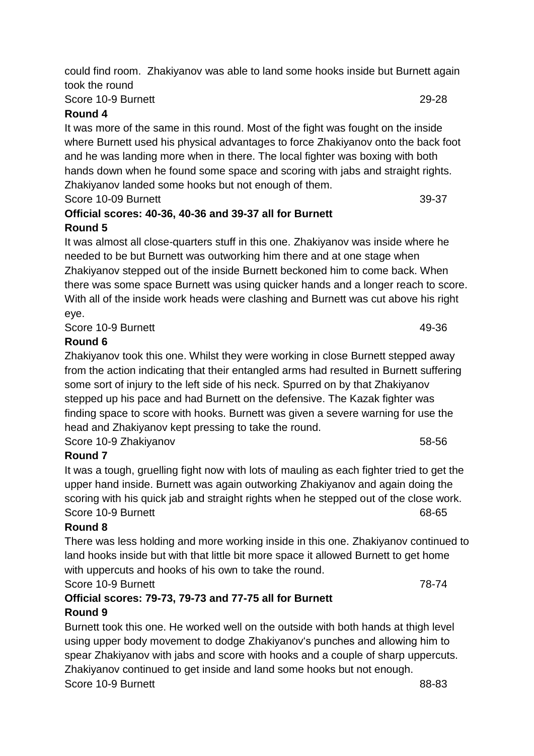could find room. Zhakiyanov was able to land some hooks inside but Burnett again took the round

Score 10-9 Burnett 29-28

**Round 4**

It was more of the same in this round. Most of the fight was fought on the inside where Burnett used his physical advantages to force Zhakiyanov onto the back foot and he was landing more when in there. The local fighter was boxing with both hands down when he found some space and scoring with jabs and straight rights. Zhakiyanov landed some hooks but not enough of them.

Score 10-09 Burnett 39-37

**Official scores: 40-36, 40-36 and 39-37 all for Burnett**

**Round 5**

It was almost all close-quarters stuff in this one. Zhakiyanov was inside where he needed to be but Burnett was outworking him there and at one stage when Zhakiyanov stepped out of the inside Burnett beckoned him to come back. When there was some space Burnett was using quicker hands and a longer reach to score. With all of the inside work heads were clashing and Burnett was cut above his right eye.

Score 10-9 Burnett 49-36

**Round 6**

Zhakiyanov took this one. Whilst they were working in close Burnett stepped away from the action indicating that their entangled arms had resulted in Burnett suffering some sort of injury to the left side of his neck. Spurred on by that Zhakiyanov stepped up his pace and had Burnett on the defensive. The Kazak fighter was finding space to score with hooks. Burnett was given a severe warning for use the head and Zhakiyanov kept pressing to take the round.

Score 10-9 Zhakiyanov 58-56

**Round 7**

It was a tough, gruelling fight now with lots of mauling as each fighter tried to get the upper hand inside. Burnett was again outworking Zhakiyanov and again doing the scoring with his quick jab and straight rights when he stepped out of the close work.

Score 10-9 Burnett 68-65

**Round 8**

There was less holding and more working inside in this one. Zhakiyanov continued to land hooks inside but with that little bit more space it allowed Burnett to get home with uppercuts and hooks of his own to take the round.

Score 10-9 Burnett 78-74

**Official scores: 79-73, 79-73 and 77-75 all for Burnett**

**Round 9**

Burnett took this one. He worked well on the outside with both hands at thigh level using upper body movement to dodge Zhakiyanov's punches and allowing him to spear Zhakiyanov with jabs and score with hooks and a couple of sharp uppercuts. Zhakiyanov continued to get inside and land some hooks but not enough.

Score 10-9 Burnett 88-83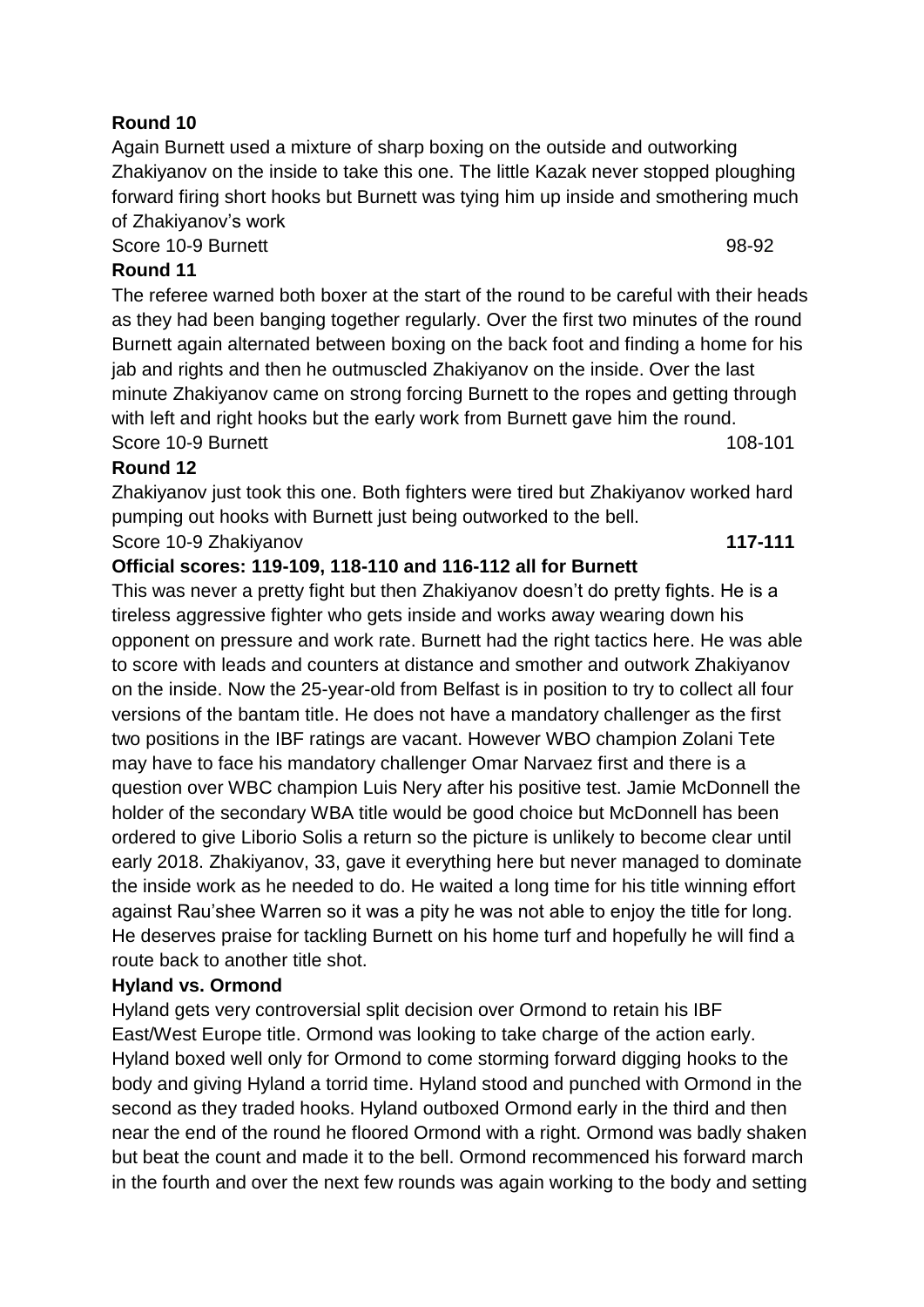**Round 10**

Again Burnett used a mixture of sharp boxing on the outside and outworking Zhakiyanov on the inside to take this one. The little Kazak never stopped ploughing forward firing short hooks but Burnett was tying him up inside and smothering much of Zhakiyanov's work

Score 10-9 Burnett 98-92

**Round 11**

The referee warned both boxer at the start of the round to be careful with their heads as they had been banging together regularly. Over the first two minutes of the round Burnett again alternated between boxing on the back foot and finding a home for his jab and rights and then he outmuscled Zhakiyanov on the inside. Over the last minute Zhakiyanov came on strong forcing Burnett to the ropes and getting through with left and right hooks but the early work from Burnett gave him the round.

Score 10-9 Burnett 108-101

**Round 12**

Zhakiyanov just took this one. Both fighters were tired but Zhakiyanov worked hard pumping out hooks with Burnett just being outworked to the bell.

Score 10-9 Zhakiyanov **117-111**

**Official scores: 119-109, 118-110 and 116-112 all for Burnett**

This was never a pretty fight but then Zhakiyanov doesn't do pretty fights. He is a tireless aggressive fighter who gets inside and works away wearing down his opponent on pressure and work rate. Burnett had the right tactics here. He was able to score with leads and counters at distance and smother and outwork Zhakiyanov on the inside. Now the 25-year-old from Belfast is in position to try to collect all four versions of the bantam title. He does not have a mandatory challenger as the first two positions in the IBF ratings are vacant. However WBO champion Zolani Tete may have to face his mandatory challenger Omar Narvaez first and there is a question over WBC champion Luis Nery after his positive test. Jamie McDonnell the holder of the secondary WBA title would be good choice but McDonnell has been ordered to give Liborio Solis a return so the picture is unlikely to become clear until early 2018. Zhakiyanov, 33, gave it everything here but never managed to dominate the inside work as he needed to do. He waited a long time for his title winning effort against Rau'shee Warren so it was a pity he was not able to enjoy the title for long. He deserves praise for tackling Burnett on his home turf and hopefully he will find a route back to another title shot.

**Hyland vs. Ormond**

Hyland gets very controversial split decision over Ormond to retain his IBF East/West Europe title. Ormond was looking to take charge of the action early. Hyland boxed well only for Ormond to come storming forward digging hooks to the body and giving Hyland a torrid time. Hyland stood and punched with Ormond in the second as they traded hooks. Hyland outboxed Ormond early in the third and then near the end of the round he floored Ormond with a right. Ormond was badly shaken but beat the count and made it to the bell. Ormond recommenced his forward march in the fourth and over the next few rounds was again working to the body and setting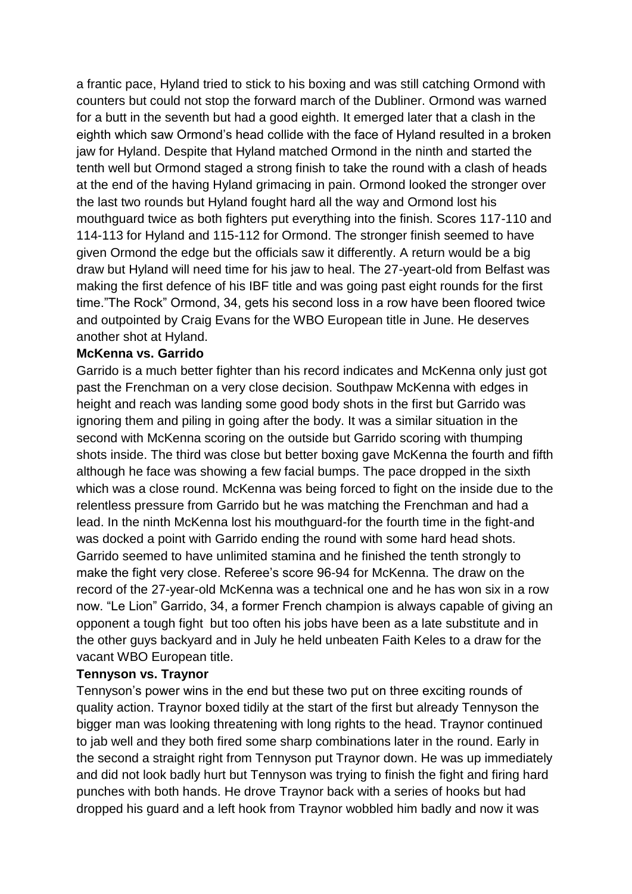a frantic pace, Hyland tried to stick to his boxing and was still catching Ormond with counters but could not stop the forward march of the Dubliner. Ormond was warned for a butt in the seventh but had a good eighth. It emerged later that a clash in the eighth which saw Ormond's head collide with the face of Hyland resulted in a broken jaw for Hyland. Despite that Hyland matched Ormond in the ninth and started the tenth well but Ormond staged a strong finish to take the round with a clash of heads at the end of the having Hyland grimacing in pain. Ormond looked the stronger over the last two rounds but Hyland fought hard all the way and Ormond lost his mouthguard twice as both fighters put everything into the finish. Scores 117-110 and 114-113 for Hyland and 115-112 for Ormond. The stronger finish seemed to have given Ormond the edge but the officials saw it differently. A return would be a big draw but Hyland will need time for his jaw to heal. The 27-yeart-old from Belfast was making the first defence of his IBF title and was going past eight rounds for the first time."The Rock" Ormond, 34, gets his second loss in a row have been floored twice and outpointed by Craig Evans for the WBO European title in June. He deserves another shot at Hyland.

**McKenna vs. Garrido**

Garrido is a much better fighter than his record indicates and McKenna only just got past the Frenchman on a very close decision. Southpaw McKenna with edges in height and reach was landing some good body shots in the first but Garrido was ignoring them and piling in going after the body. It was a similar situation in the second with McKenna scoring on the outside but Garrido scoring with thumping shots inside. The third was close but better boxing gave McKenna the fourth and fifth although he face was showing a few facial bumps. The pace dropped in the sixth which was a close round. McKenna was being forced to fight on the inside due to the relentless pressure from Garrido but he was matching the Frenchman and had a lead. In the ninth McKenna lost his mouthguard-for the fourth time in the fight-and was docked a point with Garrido ending the round with some hard head shots. Garrido seemed to have unlimited stamina and he finished the tenth strongly to make the fight very close. Referee's score 96-94 for McKenna. The draw on the record of the 27-year-old McKenna was a technical one and he has won six in a row now. "Le Lion" Garrido, 34, a former French champion is always capable of giving an opponent a tough fight but too often his jobs have been as a late substitute and in the other guys backyard and in July he held unbeaten Faith Keles to a draw for the vacant WBO European title.

**Tennyson vs. Traynor**

Tennyson's power wins in the end but these two put on three exciting rounds of quality action. Traynor boxed tidily at the start of the first but already Tennyson the bigger man was looking threatening with long rights to the head. Traynor continued to jab well and they both fired some sharp combinations later in the round. Early in the second a straight right from Tennyson put Traynor down. He was up immediately and did not look badly hurt but Tennyson was trying to finish the fight and firing hard punches with both hands. He drove Traynor back with a series of hooks but had dropped his guard and a left hook from Traynor wobbled him badly and now it was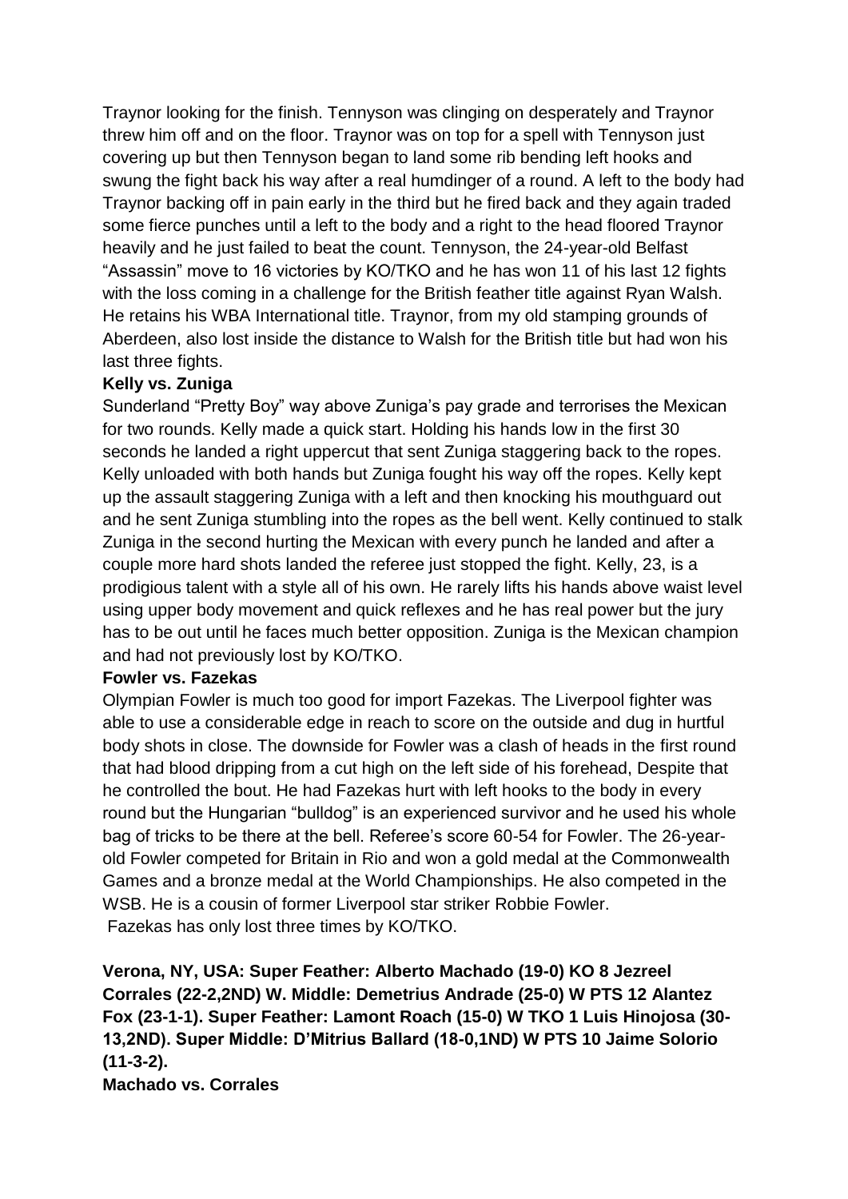Traynor looking for the finish. Tennyson was clinging on desperately and Traynor threw him off and on the floor. Traynor was on top for a spell with Tennyson just covering up but then Tennyson began to land some rib bending left hooks and swung the fight back his way after a real humdinger of a round. A left to the body had Traynor backing off in pain early in the third but he fired back and they again traded some fierce punches until a left to the body and a right to the head floored Traynor heavily and he just failed to beat the count. Tennyson, the 24-year-old Belfast "Assassin" move to 16 victories by KO/TKO and he has won 11 of his last 12 fights with the loss coming in a challenge for the British feather title against Ryan Walsh. He retains his WBA International title. Traynor, from my old stamping grounds of Aberdeen, also lost inside the distance to Walsh for the British title but had won his last three fights.

**Kelly vs. Zuniga**

Sunderland "Pretty Boy" way above Zuniga's pay grade and terrorises the Mexican for two rounds. Kelly made a quick start. Holding his hands low in the first 30 seconds he landed a right uppercut that sent Zuniga staggering back to the ropes. Kelly unloaded with both hands but Zuniga fought his way off the ropes. Kelly kept up the assault staggering Zuniga with a left and then knocking his mouthguard out and he sent Zuniga stumbling into the ropes as the bell went. Kelly continued to stalk Zuniga in the second hurting the Mexican with every punch he landed and after a couple more hard shots landed the referee just stopped the fight. Kelly, 23, is a prodigious talent with a style all of his own. He rarely lifts his hands above waist level using upper body movement and quick reflexes and he has real power but the jury has to be out until he faces much better opposition. Zuniga is the Mexican champion and had not previously lost by KO/TKO.

**Fowler vs. Fazekas**

Olympian Fowler is much too good for import Fazekas. The Liverpool fighter was able to use a considerable edge in reach to score on the outside and dug in hurtful body shots in close. The downside for Fowler was a clash of heads in the first round that had blood dripping from a cut high on the left side of his forehead, Despite that he controlled the bout. He had Fazekas hurt with left hooks to the body in every round but the Hungarian "bulldog" is an experienced survivor and he used his whole bag of tricks to be there at the bell. Referee's score 60-54 for Fowler. The 26-year-old Fowler competed for Britain in Rio and won a gold medal at the Commonwealth Games and a bronze medal at the World Championships. He also competed in the WSB. He is a cousin of former Liverpool star striker Robbie Fowler.
Fazekas has only lost three times by KO/TKO.

**Verona, NY, USA: Super Feather: Alberto Machado (19-0) KO 8 Jezreel Corrales (22-2,2ND) W. Middle: Demetrius Andrade (25-0) W PTS 12 Alantez Fox (23-1-1). Super Feather: Lamont Roach (15-0) W TKO 1 Luis Hinojosa (30-13,2ND). Super Middle: D'Mitrius Ballard (18-0,1ND) W PTS 10 Jaime Solorio (11-3-2).**

**Machado vs. Corrales**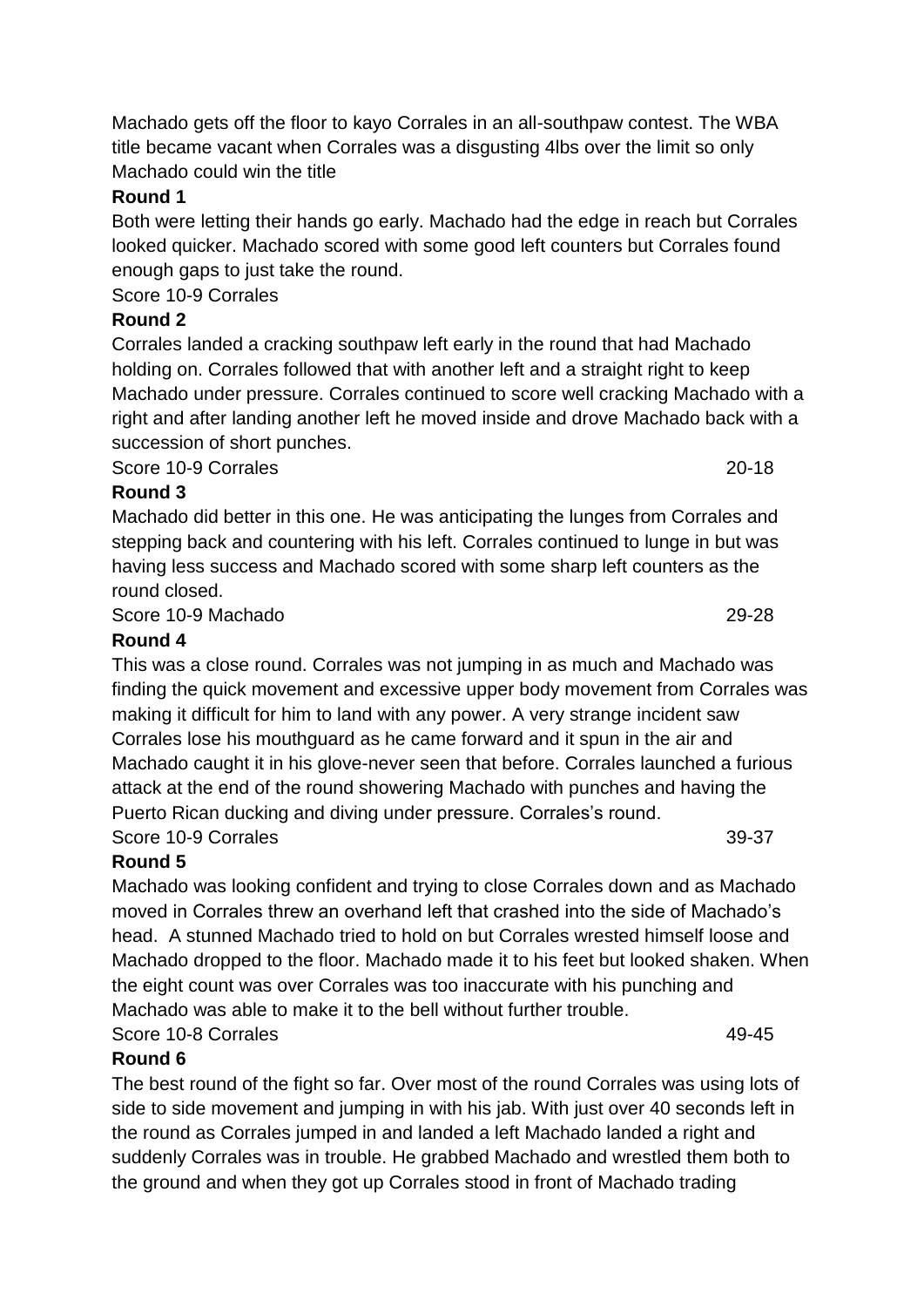Machado gets off the floor to kayo Corrales in an all-southpaw contest. The WBA title became vacant when Corrales was a disgusting 4lbs over the limit so only Machado could win the title

**Round 1**

Both were letting their hands go early. Machado had the edge in reach but Corrales looked quicker. Machado scored with some good left counters but Corrales found enough gaps to just take the round.

Score 10-9 Corrales

**Round 2**

Corrales landed a cracking southpaw left early in the round that had Machado holding on. Corrales followed that with another left and a straight right to keep Machado under pressure. Corrales continued to score well cracking Machado with a right and after landing another left he moved inside and drove Machado back with a succession of short punches.

Score 10-9 Corrales 20-18

**Round 3**

Machado did better in this one. He was anticipating the lunges from Corrales and stepping back and countering with his left. Corrales continued to lunge in but was having less success and Machado scored with some sharp left counters as the round closed.

Score 10-9 Machado 29-28

**Round 4**

This was a close round. Corrales was not jumping in as much and Machado was finding the quick movement and excessive upper body movement from Corrales was making it difficult for him to land with any power. A very strange incident saw Corrales lose his mouthguard as he came forward and it spun in the air and Machado caught it in his glove-never seen that before. Corrales launched a furious attack at the end of the round showering Machado with punches and having the Puerto Rican ducking and diving under pressure. Corrales's round.

Score 10-9 Corrales 39-37

**Round 5**

Machado was looking confident and trying to close Corrales down and as Machado moved in Corrales threw an overhand left that crashed into the side of Machado's head. A stunned Machado tried to hold on but Corrales wrested himself loose and Machado dropped to the floor. Machado made it to his feet but looked shaken. When the eight count was over Corrales was too inaccurate with his punching and Machado was able to make it to the bell without further trouble.

Score 10-8 Corrales 49-45

**Round 6**

The best round of the fight so far. Over most of the round Corrales was using lots of side to side movement and jumping in with his jab. With just over 40 seconds left in the round as Corrales jumped in and landed a left Machado landed a right and suddenly Corrales was in trouble. He grabbed Machado and wrestled them both to the ground and when they got up Corrales stood in front of Machado trading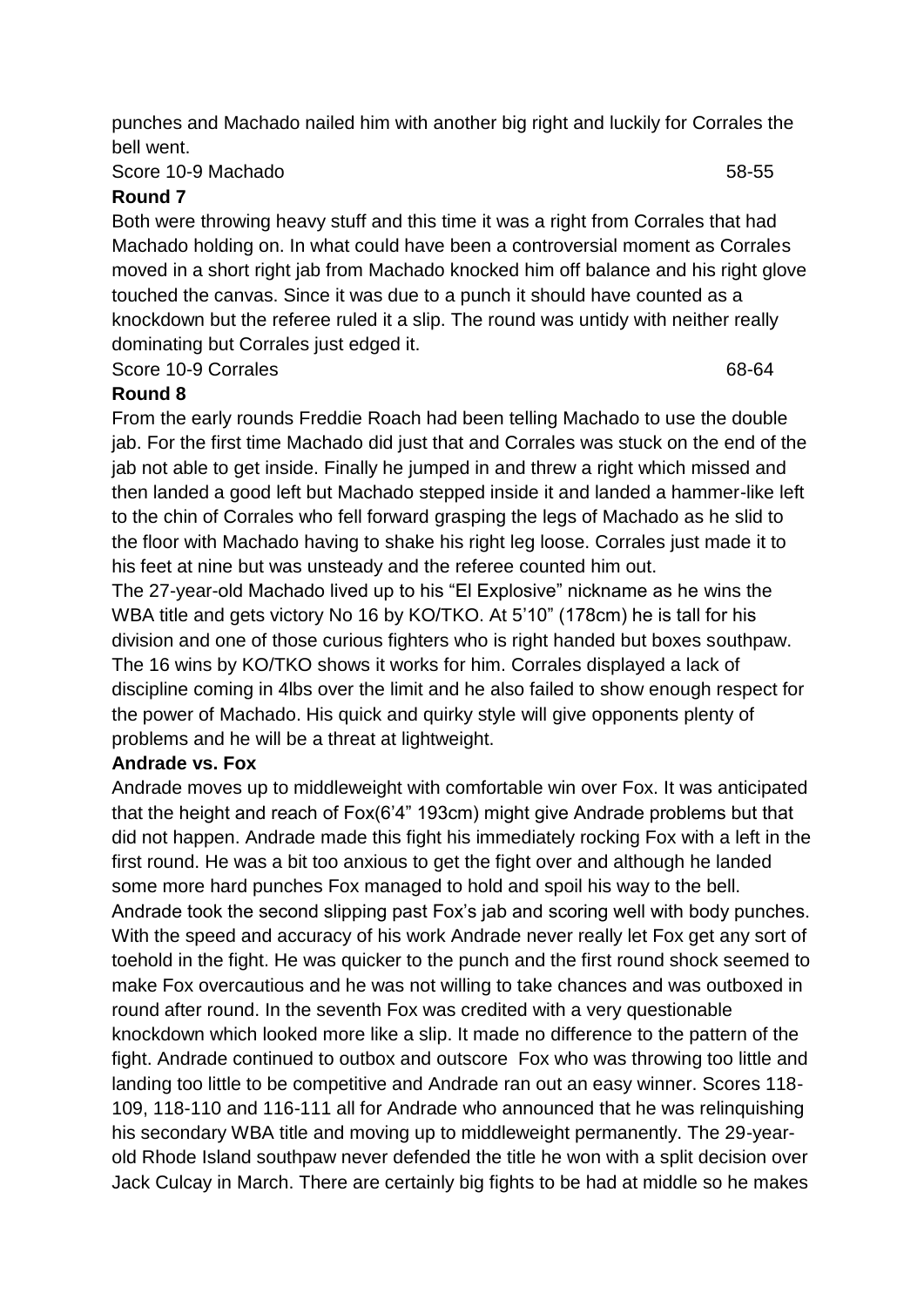punches and Machado nailed him with another big right and luckily for Corrales the bell went.

Score 10-9 Machado 58-55

**Round 7**

Both were throwing heavy stuff and this time it was a right from Corrales that had Machado holding on. In what could have been a controversial moment as Corrales moved in a short right jab from Machado knocked him off balance and his right glove touched the canvas. Since it was due to a punch it should have counted as a knockdown but the referee ruled it a slip. The round was untidy with neither really dominating but Corrales just edged it.

Score 10-9 Corrales 68-64

**Round 8**

From the early rounds Freddie Roach had been telling Machado to use the double jab. For the first time Machado did just that and Corrales was stuck on the end of the jab not able to get inside. Finally he jumped in and threw a right which missed and then landed a good left but Machado stepped inside it and landed a hammer-like left to the chin of Corrales who fell forward grasping the legs of Machado as he slid to the floor with Machado having to shake his right leg loose. Corrales just made it to his feet at nine but was unsteady and the referee counted him out.

The 27-year-old Machado lived up to his "El Explosive" nickname as he wins the WBA title and gets victory No 16 by KO/TKO. At 5'10" (178cm) he is tall for his division and one of those curious fighters who is right handed but boxes southpaw. The 16 wins by KO/TKO shows it works for him. Corrales displayed a lack of discipline coming in 4lbs over the limit and he also failed to show enough respect for the power of Machado. His quick and quirky style will give opponents plenty of problems and he will be a threat at lightweight.

**Andrade vs. Fox**

Andrade moves up to middleweight with comfortable win over Fox. It was anticipated that the height and reach of Fox(6'4" 193cm) might give Andrade problems but that did not happen. Andrade made this fight his immediately rocking Fox with a left in the first round. He was a bit too anxious to get the fight over and although he landed some more hard punches Fox managed to hold and spoil his way to the bell. Andrade took the second slipping past Fox's jab and scoring well with body punches. With the speed and accuracy of his work Andrade never really let Fox get any sort of toehold in the fight. He was quicker to the punch and the first round shock seemed to make Fox overcautious and he was not willing to take chances and was outboxed in round after round. In the seventh Fox was credited with a very questionable knockdown which looked more like a slip. It made no difference to the pattern of the fight. Andrade continued to outbox and outscore Fox who was throwing too little and landing too little to be competitive and Andrade ran out an easy winner. Scores 118-109, 118-110 and 116-111 all for Andrade who announced that he was relinquishing his secondary WBA title and moving up to middleweight permanently. The 29-year-old Rhode Island southpaw never defended the title he won with a split decision over Jack Culcay in March. There are certainly big fights to be had at middle so he makes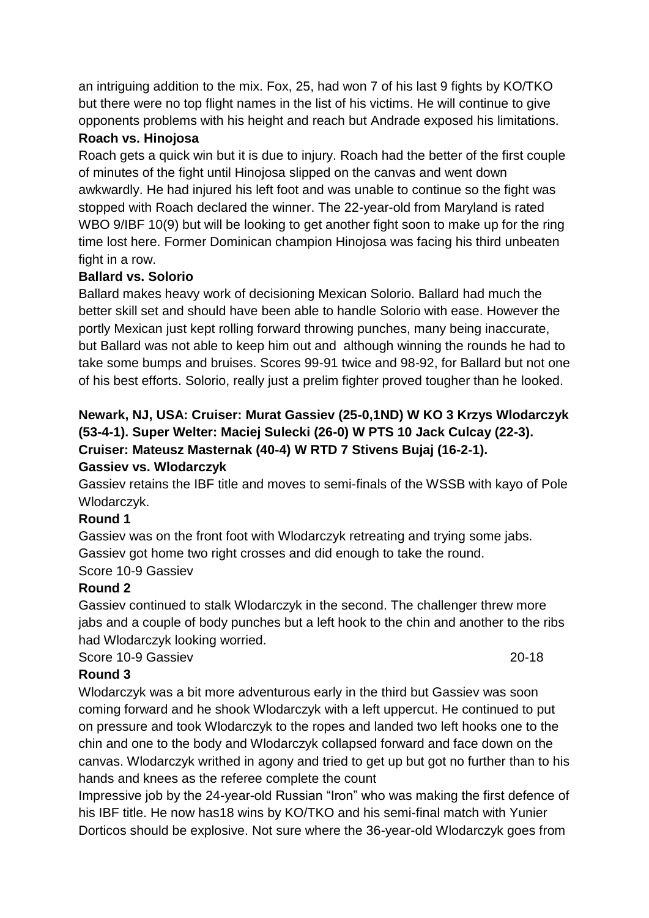an intriguing addition to the mix. Fox, 25, had won 7 of his last 9 fights by KO/TKO but there were no top flight names in the list of his victims. He will continue to give opponents problems with his height and reach but Andrade exposed his limitations.

**Roach vs. Hinojosa**

Roach gets a quick win but it is due to injury. Roach had the better of the first couple of minutes of the fight until Hinojosa slipped on the canvas and went down awkwardly. He had injured his left foot and was unable to continue so the fight was stopped with Roach declared the winner. The 22-year-old from Maryland is rated WBO 9/IBF 10(9) but will be looking to get another fight soon to make up for the ring time lost here. Former Dominican champion Hinojosa was facing his third unbeaten fight in a row.

**Ballard vs. Solorio**

Ballard makes heavy work of decisioning Mexican Solorio. Ballard had much the better skill set and should have been able to handle Solorio with ease. However the portly Mexican just kept rolling forward throwing punches, many being inaccurate, but Ballard was not able to keep him out and although winning the rounds he had to take some bumps and bruises. Scores 99-91 twice and 98-92, for Ballard but not one of his best efforts. Solorio, really just a prelim fighter proved tougher than he looked.

**Newark, NJ, USA: Cruiser: Murat Gassiev (25-0,1ND) W KO 3 Krzys Wlodarczyk (53-4-1). Super Welter: Maciej Sulecki (26-0) W PTS 10 Jack Culcay (22-3). Cruiser: Mateusz Masternak (40-4) W RTD 7 Stivens Bujaj (16-2-1).**

**Gassiev vs. Wlodarczyk**

Gassiev retains the IBF title and moves to semi-finals of the WSSB with kayo of Pole Wlodarczyk.

**Round 1**

Gassiev was on the front foot with Wlodarczyk retreating and trying some jabs. Gassiev got home two right crosses and did enough to take the round.

Score 10-9 Gassiev

**Round 2**

Gassiev continued to stalk Wlodarczyk in the second. The challenger threw more jabs and a couple of body punches but a left hook to the chin and another to the ribs had Wlodarczyk looking worried.

Score 10-9 Gassiev 20-18

**Round 3**

Wlodarczyk was a bit more adventurous early in the third but Gassiev was soon coming forward and he shook Wlodarczyk with a left uppercut. He continued to put on pressure and took Wlodarczyk to the ropes and landed two left hooks one to the chin and one to the body and Wlodarczyk collapsed forward and face down on the canvas. Wlodarczyk writhed in agony and tried to get up but got no further than to his hands and knees as the referee complete the count

Impressive job by the 24-year-old Russian "Iron" who was making the first defence of his IBF title. He now has18 wins by KO/TKO and his semi-final match with Yunier Dorticos should be explosive. Not sure where the 36-year-old Wlodarczyk goes from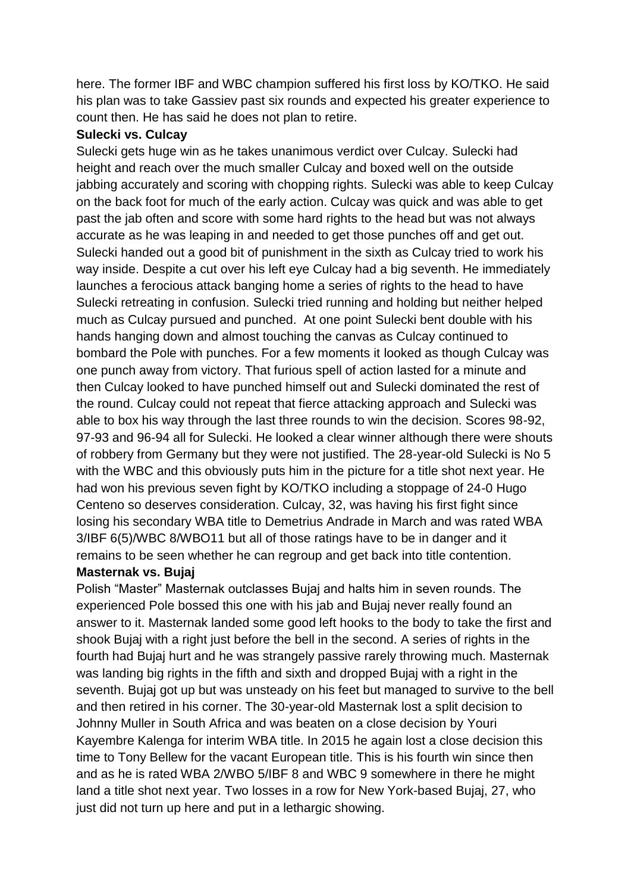here. The former IBF and WBC champion suffered his first loss by KO/TKO. He said his plan was to take Gassiev past six rounds and expected his greater experience to count then. He has said he does not plan to retire.

**Sulecki vs. Culcay**

Sulecki gets huge win as he takes unanimous verdict over Culcay. Sulecki had height and reach over the much smaller Culcay and boxed well on the outside jabbing accurately and scoring with chopping rights. Sulecki was able to keep Culcay on the back foot for much of the early action. Culcay was quick and was able to get past the jab often and score with some hard rights to the head but was not always accurate as he was leaping in and needed to get those punches off and get out. Sulecki handed out a good bit of punishment in the sixth as Culcay tried to work his way inside. Despite a cut over his left eye Culcay had a big seventh. He immediately launches a ferocious attack banging home a series of rights to the head to have Sulecki retreating in confusion. Sulecki tried running and holding but neither helped much as Culcay pursued and punched. At one point Sulecki bent double with his hands hanging down and almost touching the canvas as Culcay continued to bombard the Pole with punches. For a few moments it looked as though Culcay was one punch away from victory. That furious spell of action lasted for a minute and then Culcay looked to have punched himself out and Sulecki dominated the rest of the round. Culcay could not repeat that fierce attacking approach and Sulecki was able to box his way through the last three rounds to win the decision. Scores 98-92, 97-93 and 96-94 all for Sulecki. He looked a clear winner although there were shouts of robbery from Germany but they were not justified. The 28-year-old Sulecki is No 5 with the WBC and this obviously puts him in the picture for a title shot next year. He had won his previous seven fight by KO/TKO including a stoppage of 24-0 Hugo Centeno so deserves consideration. Culcay, 32, was having his first fight since losing his secondary WBA title to Demetrius Andrade in March and was rated WBA 3/IBF 6(5)/WBC 8/WBO11 but all of those ratings have to be in danger and it remains to be seen whether he can regroup and get back into title contention.

**Masternak vs. Bujaj**

Polish "Master" Masternak outclasses Bujaj and halts him in seven rounds. The experienced Pole bossed this one with his jab and Bujaj never really found an answer to it. Masternak landed some good left hooks to the body to take the first and shook Bujaj with a right just before the bell in the second. A series of rights in the fourth had Bujaj hurt and he was strangely passive rarely throwing much. Masternak was landing big rights in the fifth and sixth and dropped Bujaj with a right in the seventh. Bujaj got up but was unsteady on his feet but managed to survive to the bell and then retired in his corner. The 30-year-old Masternak lost a split decision to Johnny Muller in South Africa and was beaten on a close decision by Youri Kayembre Kalenga for interim WBA title. In 2015 he again lost a close decision this time to Tony Bellew for the vacant European title. This is his fourth win since then and as he is rated WBA 2/WBO 5/IBF 8 and WBC 9 somewhere in there he might land a title shot next year. Two losses in a row for New York-based Bujaj, 27, who just did not turn up here and put in a lethargic showing.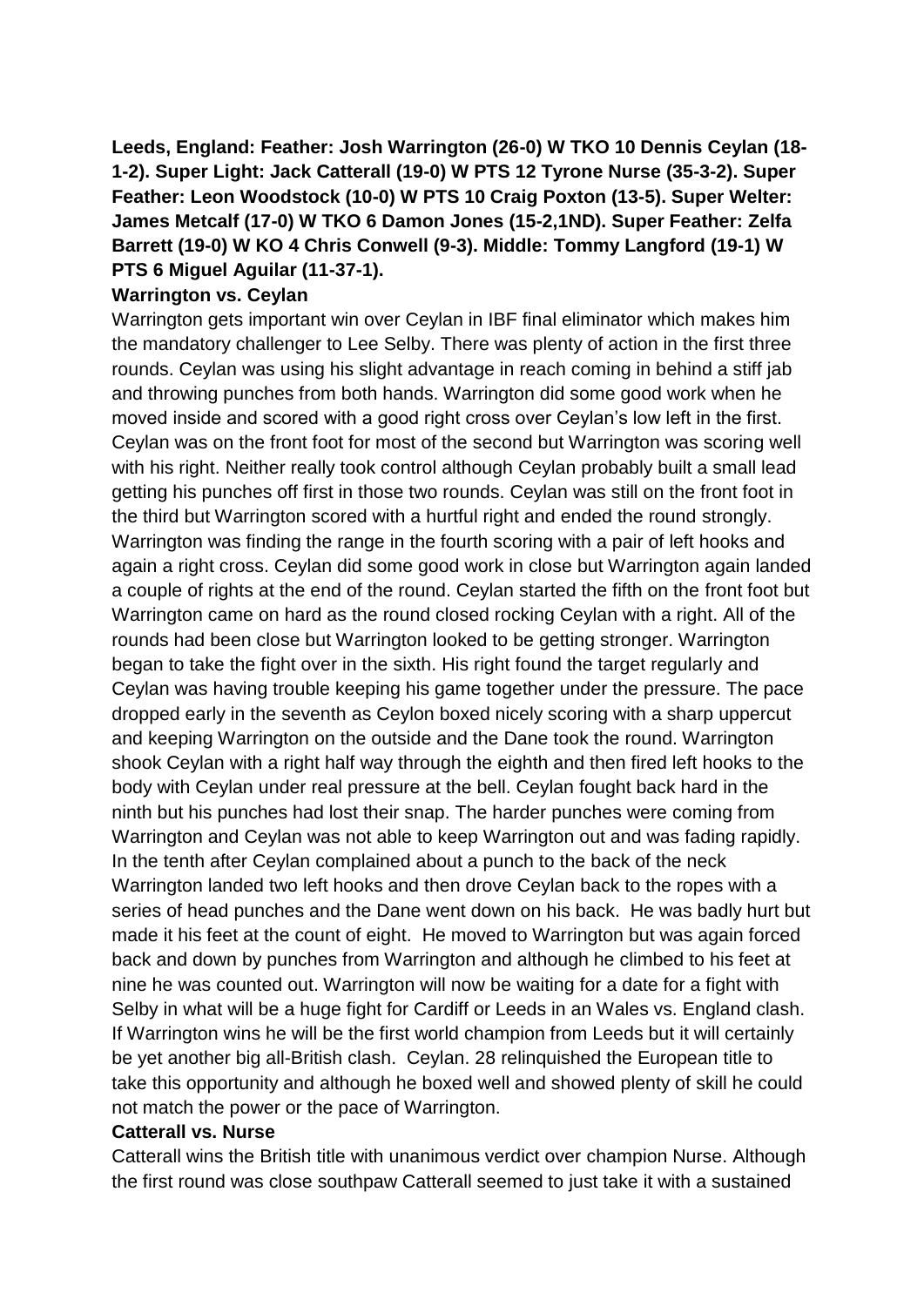**Leeds, England: Feather: Josh Warrington (26-0) W TKO 10 Dennis Ceylan (18-1-2). Super Light: Jack Catterall (19-0) W PTS 12 Tyrone Nurse (35-3-2). Super Feather: Leon Woodstock (10-0) W PTS 10 Craig Poxton (13-5). Super Welter: James Metcalf (17-0) W TKO 6 Damon Jones (15-2,1ND). Super Feather: Zelfa Barrett (19-0) W KO 4 Chris Conwell (9-3). Middle: Tommy Langford (19-1) W PTS 6 Miguel Aguilar (11-37-1).**

**Warrington vs. Ceylan**

Warrington gets important win over Ceylan in IBF final eliminator which makes him the mandatory challenger to Lee Selby. There was plenty of action in the first three rounds. Ceylan was using his slight advantage in reach coming in behind a stiff jab and throwing punches from both hands. Warrington did some good work when he moved inside and scored with a good right cross over Ceylan's low left in the first. Ceylan was on the front foot for most of the second but Warrington was scoring well with his right. Neither really took control although Ceylan probably built a small lead getting his punches off first in those two rounds. Ceylan was still on the front foot in the third but Warrington scored with a hurtful right and ended the round strongly. Warrington was finding the range in the fourth scoring with a pair of left hooks and again a right cross. Ceylan did some good work in close but Warrington again landed a couple of rights at the end of the round. Ceylan started the fifth on the front foot but Warrington came on hard as the round closed rocking Ceylan with a right. All of the rounds had been close but Warrington looked to be getting stronger. Warrington began to take the fight over in the sixth. His right found the target regularly and Ceylan was having trouble keeping his game together under the pressure. The pace dropped early in the seventh as Ceylon boxed nicely scoring with a sharp uppercut and keeping Warrington on the outside and the Dane took the round. Warrington shook Ceylan with a right half way through the eighth and then fired left hooks to the body with Ceylan under real pressure at the bell. Ceylan fought back hard in the ninth but his punches had lost their snap. The harder punches were coming from Warrington and Ceylan was not able to keep Warrington out and was fading rapidly. In the tenth after Ceylan complained about a punch to the back of the neck Warrington landed two left hooks and then drove Ceylan back to the ropes with a series of head punches and the Dane went down on his back. He was badly hurt but made it his feet at the count of eight. He moved to Warrington but was again forced back and down by punches from Warrington and although he climbed to his feet at nine he was counted out. Warrington will now be waiting for a date for a fight with Selby in what will be a huge fight for Cardiff or Leeds in an Wales vs. England clash. If Warrington wins he will be the first world champion from Leeds but it will certainly be yet another big all-British clash. Ceylan. 28 relinquished the European title to take this opportunity and although he boxed well and showed plenty of skill he could not match the power or the pace of Warrington.

**Catterall vs. Nurse**

Catterall wins the British title with unanimous verdict over champion Nurse. Although the first round was close southpaw Catterall seemed to just take it with a sustained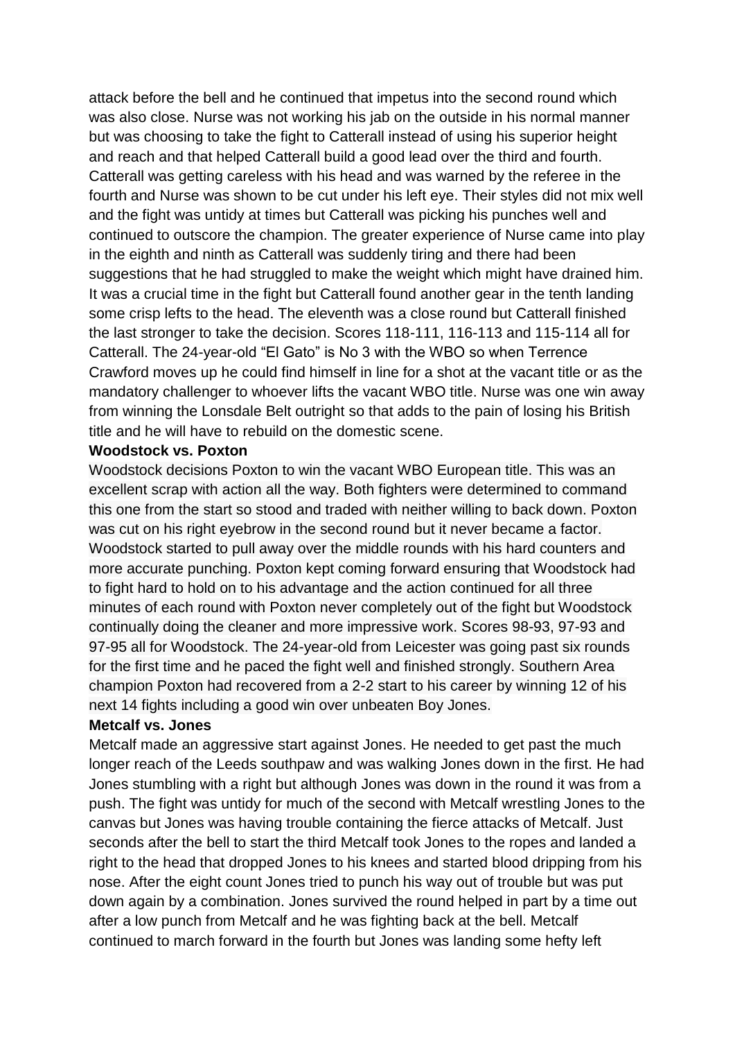attack before the bell and he continued that impetus into the second round which was also close. Nurse was not working his jab on the outside in his normal manner but was choosing to take the fight to Catterall instead of using his superior height and reach and that helped Catterall build a good lead over the third and fourth. Catterall was getting careless with his head and was warned by the referee in the fourth and Nurse was shown to be cut under his left eye. Their styles did not mix well and the fight was untidy at times but Catterall was picking his punches well and continued to outscore the champion. The greater experience of Nurse came into play in the eighth and ninth as Catterall was suddenly tiring and there had been suggestions that he had struggled to make the weight which might have drained him. It was a crucial time in the fight but Catterall found another gear in the tenth landing some crisp lefts to the head. The eleventh was a close round but Catterall finished the last stronger to take the decision. Scores 118-111, 116-113 and 115-114 all for Catterall. The 24-year-old "El Gato" is No 3 with the WBO so when Terrence Crawford moves up he could find himself in line for a shot at the vacant title or as the mandatory challenger to whoever lifts the vacant WBO title. Nurse was one win away from winning the Lonsdale Belt outright so that adds to the pain of losing his British title and he will have to rebuild on the domestic scene.

**Woodstock vs. Poxton**

Woodstock decisions Poxton to win the vacant WBO European title. This was an excellent scrap with action all the way. Both fighters were determined to command this one from the start so stood and traded with neither willing to back down. Poxton was cut on his right eyebrow in the second round but it never became a factor. Woodstock started to pull away over the middle rounds with his hard counters and more accurate punching. Poxton kept coming forward ensuring that Woodstock had to fight hard to hold on to his advantage and the action continued for all three minutes of each round with Poxton never completely out of the fight but Woodstock continually doing the cleaner and more impressive work. Scores 98-93, 97-93 and 97-95 all for Woodstock. The 24-year-old from Leicester was going past six rounds for the first time and he paced the fight well and finished strongly. Southern Area champion Poxton had recovered from a 2-2 start to his career by winning 12 of his next 14 fights including a good win over unbeaten Boy Jones.

**Metcalf vs. Jones**

Metcalf made an aggressive start against Jones. He needed to get past the much longer reach of the Leeds southpaw and was walking Jones down in the first. He had Jones stumbling with a right but although Jones was down in the round it was from a push. The fight was untidy for much of the second with Metcalf wrestling Jones to the canvas but Jones was having trouble containing the fierce attacks of Metcalf. Just seconds after the bell to start the third Metcalf took Jones to the ropes and landed a right to the head that dropped Jones to his knees and started blood dripping from his nose. After the eight count Jones tried to punch his way out of trouble but was put down again by a combination. Jones survived the round helped in part by a time out after a low punch from Metcalf and he was fighting back at the bell. Metcalf continued to march forward in the fourth but Jones was landing some hefty left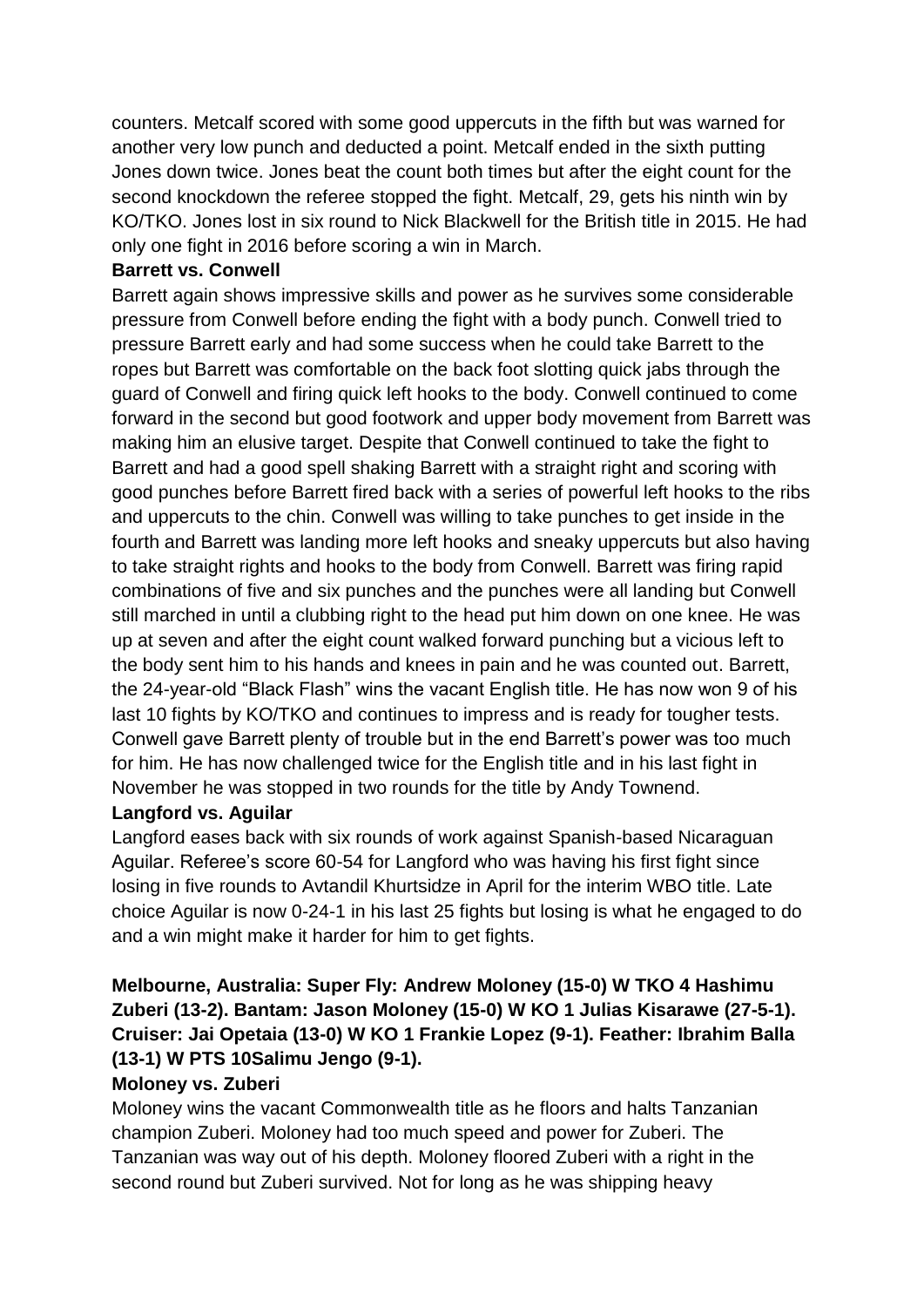counters. Metcalf scored with some good uppercuts in the fifth but was warned for another very low punch and deducted a point. Metcalf ended in the sixth putting Jones down twice. Jones beat the count both times but after the eight count for the second knockdown the referee stopped the fight. Metcalf, 29, gets his ninth win by KO/TKO. Jones lost in six round to Nick Blackwell for the British title in 2015. He had only one fight in 2016 before scoring a win in March.

**Barrett vs. Conwell**

Barrett again shows impressive skills and power as he survives some considerable pressure from Conwell before ending the fight with a body punch. Conwell tried to pressure Barrett early and had some success when he could take Barrett to the ropes but Barrett was comfortable on the back foot slotting quick jabs through the guard of Conwell and firing quick left hooks to the body. Conwell continued to come forward in the second but good footwork and upper body movement from Barrett was making him an elusive target. Despite that Conwell continued to take the fight to Barrett and had a good spell shaking Barrett with a straight right and scoring with good punches before Barrett fired back with a series of powerful left hooks to the ribs and uppercuts to the chin. Conwell was willing to take punches to get inside in the fourth and Barrett was landing more left hooks and sneaky uppercuts but also having to take straight rights and hooks to the body from Conwell. Barrett was firing rapid combinations of five and six punches and the punches were all landing but Conwell still marched in until a clubbing right to the head put him down on one knee. He was up at seven and after the eight count walked forward punching but a vicious left to the body sent him to his hands and knees in pain and he was counted out. Barrett, the 24-year-old "Black Flash" wins the vacant English title. He has now won 9 of his last 10 fights by KO/TKO and continues to impress and is ready for tougher tests. Conwell gave Barrett plenty of trouble but in the end Barrett's power was too much for him. He has now challenged twice for the English title and in his last fight in November he was stopped in two rounds for the title by Andy Townend.

**Langford vs. Aguilar**

Langford eases back with six rounds of work against Spanish-based Nicaraguan Aguilar. Referee's score 60-54 for Langford who was having his first fight since losing in five rounds to Avtandil Khurtsidze in April for the interim WBO title. Late choice Aguilar is now 0-24-1 in his last 25 fights but losing is what he engaged to do and a win might make it harder for him to get fights.

**Melbourne, Australia: Super Fly: Andrew Moloney (15-0) W TKO 4 Hashimu Zuberi (13-2). Bantam: Jason Moloney (15-0) W KO 1 Julias Kisarawe (27-5-1). Cruiser: Jai Opetaia (13-0) W KO 1 Frankie Lopez (9-1). Feather: Ibrahim Balla (13-1) W PTS 10Salimu Jengo (9-1).**

**Moloney vs. Zuberi**

Moloney wins the vacant Commonwealth title as he floors and halts Tanzanian champion Zuberi. Moloney had too much speed and power for Zuberi. The Tanzanian was way out of his depth. Moloney floored Zuberi with a right in the second round but Zuberi survived. Not for long as he was shipping heavy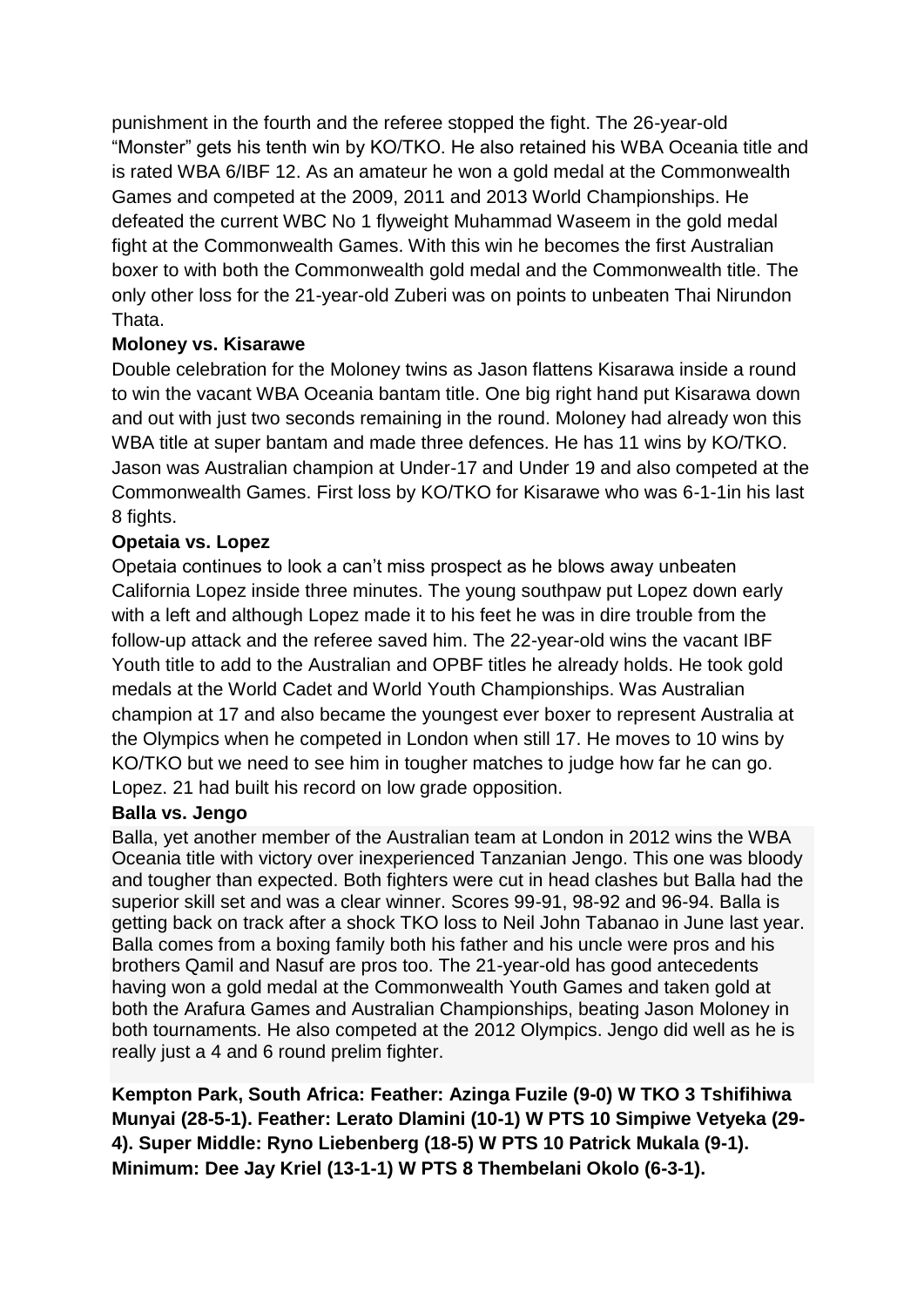punishment in the fourth and the referee stopped the fight. The 26-year-old "Monster" gets his tenth win by KO/TKO. He also retained his WBA Oceania title and is rated WBA 6/IBF 12. As an amateur he won a gold medal at the Commonwealth Games and competed at the 2009, 2011 and 2013 World Championships. He defeated the current WBC No 1 flyweight Muhammad Waseem in the gold medal fight at the Commonwealth Games. With this win he becomes the first Australian boxer to with both the Commonwealth gold medal and the Commonwealth title. The only other loss for the 21-year-old Zuberi was on points to unbeaten Thai Nirundon Thata.

**Moloney vs. Kisarawe**

Double celebration for the Moloney twins as Jason flattens Kisarawa inside a round to win the vacant WBA Oceania bantam title. One big right hand put Kisarawa down and out with just two seconds remaining in the round. Moloney had already won this WBA title at super bantam and made three defences. He has 11 wins by KO/TKO. Jason was Australian champion at Under-17 and Under 19 and also competed at the Commonwealth Games. First loss by KO/TKO for Kisarawe who was 6-1-1in his last 8 fights.

**Opetaia vs. Lopez**

Opetaia continues to look a can't miss prospect as he blows away unbeaten California Lopez inside three minutes. The young southpaw put Lopez down early with a left and although Lopez made it to his feet he was in dire trouble from the follow-up attack and the referee saved him. The 22-year-old wins the vacant IBF Youth title to add to the Australian and OPBF titles he already holds. He took gold medals at the World Cadet and World Youth Championships. Was Australian champion at 17 and also became the youngest ever boxer to represent Australia at the Olympics when he competed in London when still 17. He moves to 10 wins by KO/TKO but we need to see him in tougher matches to judge how far he can go. Lopez. 21 had built his record on low grade opposition.

**Balla vs. Jengo**

Balla, yet another member of the Australian team at London in 2012 wins the WBA Oceania title with victory over inexperienced Tanzanian Jengo. This one was bloody and tougher than expected. Both fighters were cut in head clashes but Balla had the superior skill set and was a clear winner. Scores 99-91, 98-92 and 96-94. Balla is getting back on track after a shock TKO loss to Neil John Tabanao in June last year. Balla comes from a boxing family both his father and his uncle were pros and his brothers Qamil and Nasuf are pros too. The 21-year-old has good antecedents having won a gold medal at the Commonwealth Youth Games and taken gold at both the Arafura Games and Australian Championships, beating Jason Moloney in both tournaments. He also competed at the 2012 Olympics. Jengo did well as he is really just a 4 and 6 round prelim fighter.

**Kempton Park, South Africa: Feather: Azinga Fuzile (9-0) W TKO 3 Tshifihiwa Munyai (28-5-1). Feather: Lerato Dlamini (10-1) W PTS 10 Simpiwe Vetyeka (29-4). Super Middle: Ryno Liebenberg (18-5) W PTS 10 Patrick Mukala (9-1). Minimum: Dee Jay Kriel (13-1-1) W PTS 8 Thembelani Okolo (6-3-1).**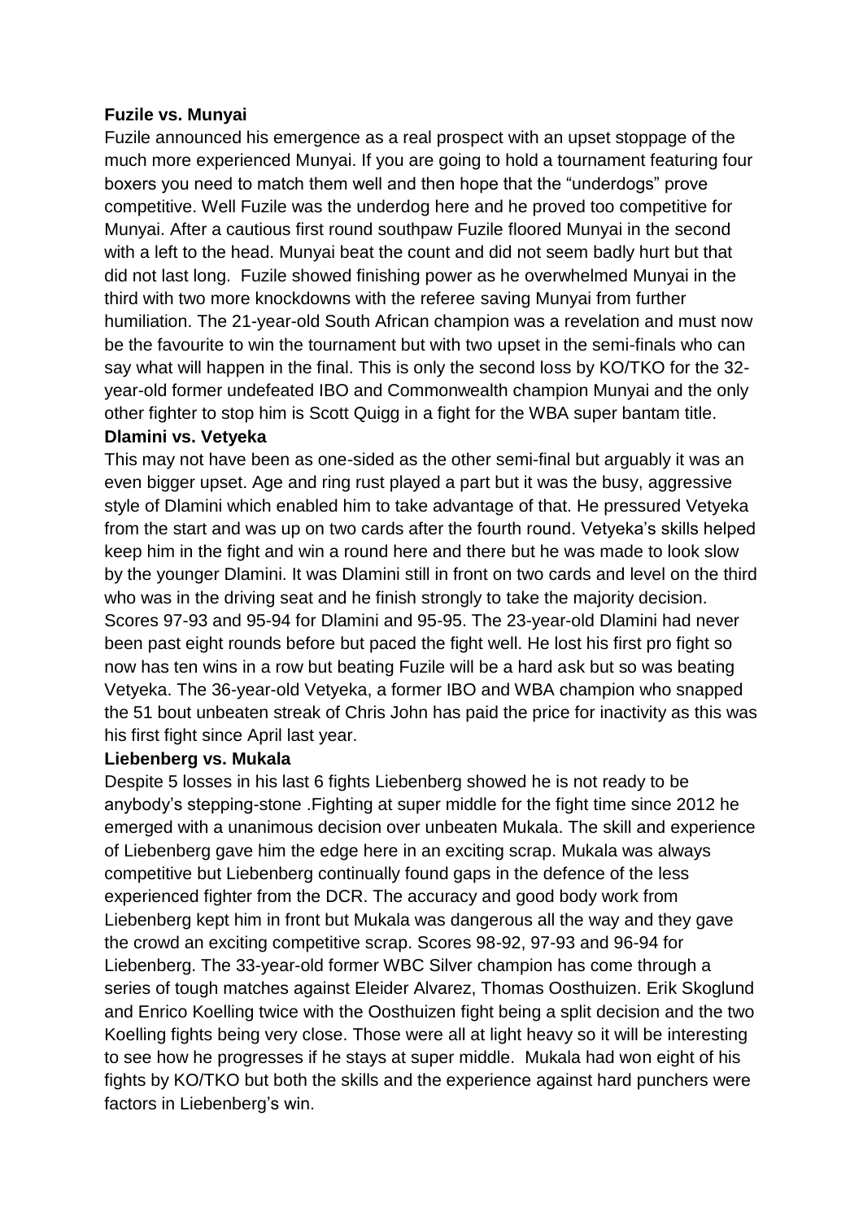**Fuzile vs. Munyai**

Fuzile announced his emergence as a real prospect with an upset stoppage of the much more experienced Munyai. If you are going to hold a tournament featuring four boxers you need to match them well and then hope that the "underdogs" prove competitive. Well Fuzile was the underdog here and he proved too competitive for Munyai. After a cautious first round southpaw Fuzile floored Munyai in the second with a left to the head. Munyai beat the count and did not seem badly hurt but that did not last long. Fuzile showed finishing power as he overwhelmed Munyai in the third with two more knockdowns with the referee saving Munyai from further humiliation. The 21-year-old South African champion was a revelation and must now be the favourite to win the tournament but with two upset in the semi-finals who can say what will happen in the final. This is only the second loss by KO/TKO for the 32-year-old former undefeated IBO and Commonwealth champion Munyai and the only other fighter to stop him is Scott Quigg in a fight for the WBA super bantam title.

**Dlamini vs. Vetyeka**

This may not have been as one-sided as the other semi-final but arguably it was an even bigger upset. Age and ring rust played a part but it was the busy, aggressive style of Dlamini which enabled him to take advantage of that. He pressured Vetyeka from the start and was up on two cards after the fourth round. Vetyeka's skills helped keep him in the fight and win a round here and there but he was made to look slow by the younger Dlamini. It was Dlamini still in front on two cards and level on the third who was in the driving seat and he finish strongly to take the majority decision. Scores 97-93 and 95-94 for Dlamini and 95-95. The 23-year-old Dlamini had never been past eight rounds before but paced the fight well. He lost his first pro fight so now has ten wins in a row but beating Fuzile will be a hard ask but so was beating Vetyeka. The 36-year-old Vetyeka, a former IBO and WBA champion who snapped the 51 bout unbeaten streak of Chris John has paid the price for inactivity as this was his first fight since April last year.

**Liebenberg vs. Mukala**

Despite 5 losses in his last 6 fights Liebenberg showed he is not ready to be anybody's stepping-stone .Fighting at super middle for the fight time since 2012 he emerged with a unanimous decision over unbeaten Mukala. The skill and experience of Liebenberg gave him the edge here in an exciting scrap. Mukala was always competitive but Liebenberg continually found gaps in the defence of the less experienced fighter from the DCR. The accuracy and good body work from Liebenberg kept him in front but Mukala was dangerous all the way and they gave the crowd an exciting competitive scrap. Scores 98-92, 97-93 and 96-94 for Liebenberg. The 33-year-old former WBC Silver champion has come through a series of tough matches against Eleider Alvarez, Thomas Oosthuizen. Erik Skoglund and Enrico Koelling twice with the Oosthuizen fight being a split decision and the two Koelling fights being very close. Those were all at light heavy so it will be interesting to see how he progresses if he stays at super middle. Mukala had won eight of his fights by KO/TKO but both the skills and the experience against hard punchers were factors in Liebenberg's win.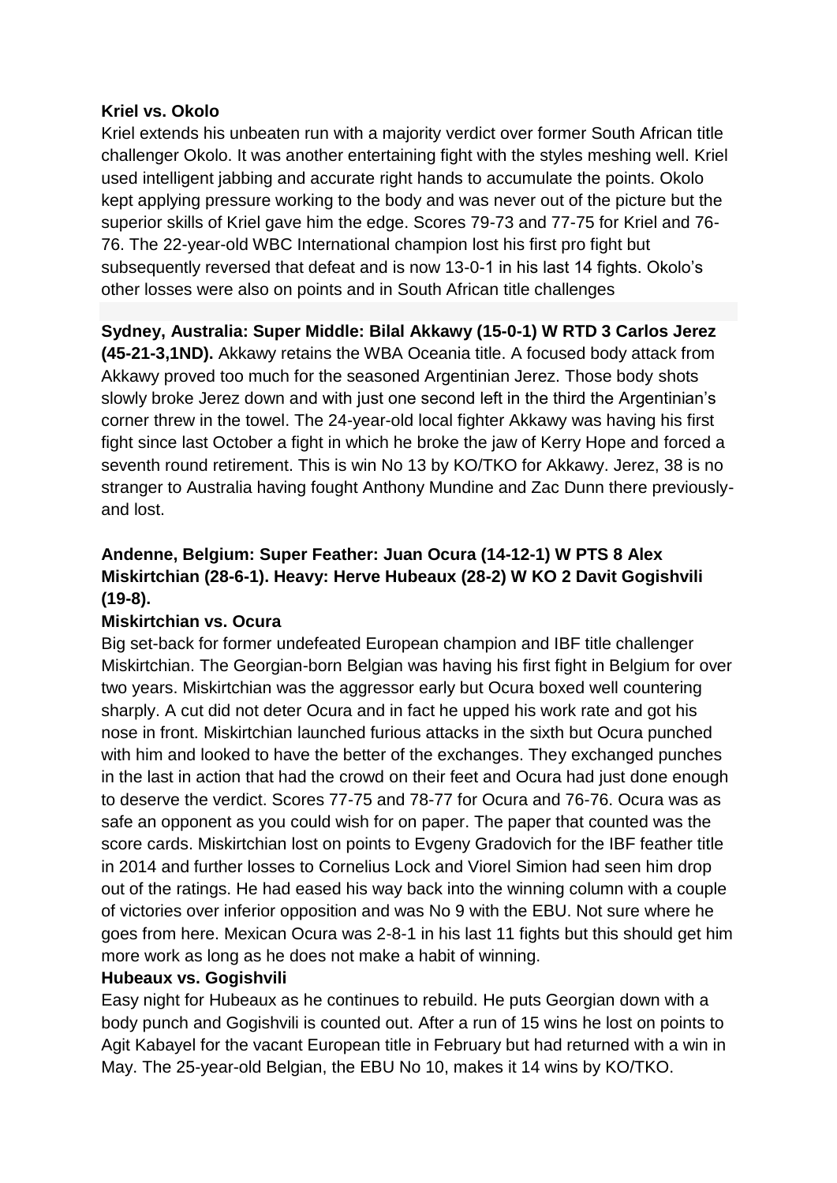**Kriel vs. Okolo**

Kriel extends his unbeaten run with a majority verdict over former South African title challenger Okolo. It was another entertaining fight with the styles meshing well. Kriel used intelligent jabbing and accurate right hands to accumulate the points. Okolo kept applying pressure working to the body and was never out of the picture but the superior skills of Kriel gave him the edge. Scores 79-73 and 77-75 for Kriel and 76-76. The 22-year-old WBC International champion lost his first pro fight but subsequently reversed that defeat and is now 13-0-1 in his last 14 fights. Okolo's other losses were also on points and in South African title challenges

**Sydney, Australia: Super Middle: Bilal Akkawy (15-0-1) W RTD 3 Carlos Jerez (45-21-3,1ND).** Akkawy retains the WBA Oceania title. A focused body attack from Akkawy proved too much for the seasoned Argentinian Jerez. Those body shots slowly broke Jerez down and with just one second left in the third the Argentinian's corner threw in the towel. The 24-year-old local fighter Akkawy was having his first fight since last October a fight in which he broke the jaw of Kerry Hope and forced a seventh round retirement. This is win No 13 by KO/TKO for Akkawy. Jerez, 38 is no stranger to Australia having fought Anthony Mundine and Zac Dunn there previously- and lost.

**Andenne, Belgium: Super Feather: Juan Ocura (14-12-1) W PTS 8 Alex Miskirtchian (28-6-1). Heavy: Herve Hubeaux (28-2) W KO 2 Davit Gogishvili (19-8).**

**Miskirtchian vs. Ocura**

Big set-back for former undefeated European champion and IBF title challenger Miskirtchian. The Georgian-born Belgian was having his first fight in Belgium for over two years. Miskirtchian was the aggressor early but Ocura boxed well countering sharply. A cut did not deter Ocura and in fact he upped his work rate and got his nose in front. Miskirtchian launched furious attacks in the sixth but Ocura punched with him and looked to have the better of the exchanges. They exchanged punches in the last in action that had the crowd on their feet and Ocura had just done enough to deserve the verdict. Scores 77-75 and 78-77 for Ocura and 76-76. Ocura was as safe an opponent as you could wish for on paper. The paper that counted was the score cards. Miskirtchian lost on points to Evgeny Gradovich for the IBF feather title in 2014 and further losses to Cornelius Lock and Viorel Simion had seen him drop out of the ratings. He had eased his way back into the winning column with a couple of victories over inferior opposition and was No 9 with the EBU. Not sure where he goes from here. Mexican Ocura was 2-8-1 in his last 11 fights but this should get him more work as long as he does not make a habit of winning.

**Hubeaux vs. Gogishvili**

Easy night for Hubeaux as he continues to rebuild. He puts Georgian down with a body punch and Gogishvili is counted out. After a run of 15 wins he lost on points to Agit Kabayel for the vacant European title in February but had returned with a win in May. The 25-year-old Belgian, the EBU No 10, makes it 14 wins by KO/TKO.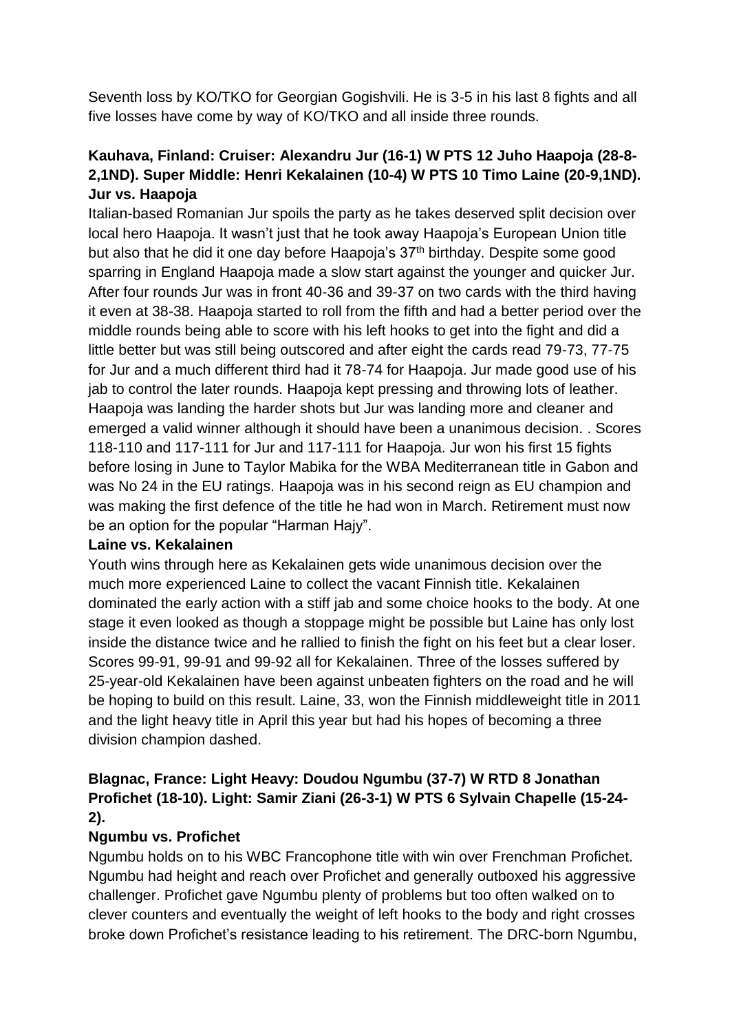Seventh loss by KO/TKO for Georgian Gogishvili. He is 3-5 in his last 8 fights and all five losses have come by way of KO/TKO and all inside three rounds.

**Kauhava, Finland: Cruiser: Alexandru Jur (16-1) W PTS 12 Juho Haapoja (28-8-2,1ND). Super Middle: Henri Kekalainen (10-4) W PTS 10 Timo Laine (20-9,1ND).**

**Jur vs. Haapoja**

Italian-based Romanian Jur spoils the party as he takes deserved split decision over local hero Haapoja. It wasn't just that he took away Haapoja's European Union title but also that he did it one day before Haapoja's 37th birthday. Despite some good sparring in England Haapoja made a slow start against the younger and quicker Jur. After four rounds Jur was in front 40-36 and 39-37 on two cards with the third having it even at 38-38. Haapoja started to roll from the fifth and had a better period over the middle rounds being able to score with his left hooks to get into the fight and did a little better but was still being outscored and after eight the cards read 79-73, 77-75 for Jur and a much different third had it 78-74 for Haapoja. Jur made good use of his jab to control the later rounds. Haapoja kept pressing and throwing lots of leather. Haapoja was landing the harder shots but Jur was landing more and cleaner and emerged a valid winner although it should have been a unanimous decision. . Scores 118-110 and 117-111 for Jur and 117-111 for Haapoja. Jur won his first 15 fights before losing in June to Taylor Mabika for the WBA Mediterranean title in Gabon and was No 24 in the EU ratings. Haapoja was in his second reign as EU champion and was making the first defence of the title he had won in March. Retirement must now be an option for the popular "Harman Hajy".

**Laine vs. Kekalainen**

Youth wins through here as Kekalainen gets wide unanimous decision over the much more experienced Laine to collect the vacant Finnish title. Kekalainen dominated the early action with a stiff jab and some choice hooks to the body. At one stage it even looked as though a stoppage might be possible but Laine has only lost inside the distance twice and he rallied to finish the fight on his feet but a clear loser. Scores 99-91, 99-91 and 99-92 all for Kekalainen. Three of the losses suffered by 25-year-old Kekalainen have been against unbeaten fighters on the road and he will be hoping to build on this result. Laine, 33, won the Finnish middleweight title in 2011 and the light heavy title in April this year but had his hopes of becoming a three division champion dashed.

**Blagnac, France: Light Heavy: Doudou Ngumbu (37-7) W RTD 8 Jonathan Profichet (18-10). Light: Samir Ziani (26-3-1) W PTS 6 Sylvain Chapelle (15-24-2).**

**Ngumbu vs. Profichet**

Ngumbu holds on to his WBC Francophone title with win over Frenchman Profichet. Ngumbu had height and reach over Profichet and generally outboxed his aggressive challenger. Profichet gave Ngumbu plenty of problems but too often walked on to clever counters and eventually the weight of left hooks to the body and right crosses broke down Profichet's resistance leading to his retirement. The DRC-born Ngumbu,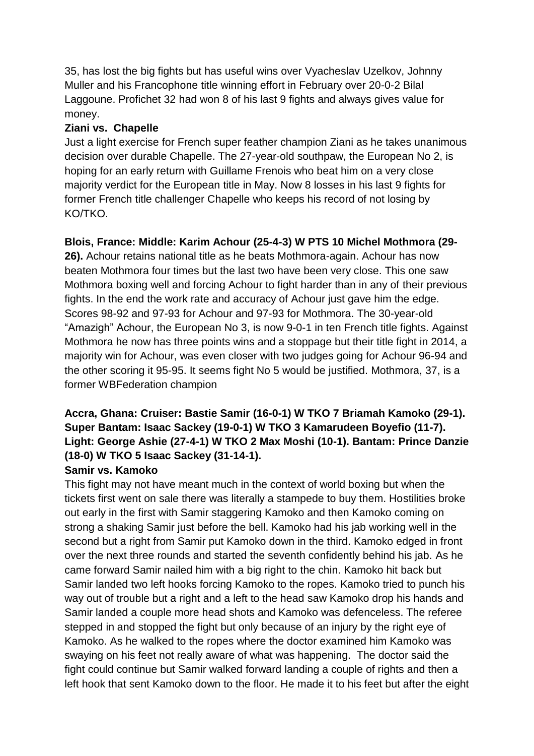35, has lost the big fights but has useful wins over Vyacheslav Uzelkov, Johnny Muller and his Francophone title winning effort in February over 20-0-2 Bilal Laggoune. Profichet 32 had won 8 of his last 9 fights and always gives value for money.

**Ziani vs. Chapelle**

Just a light exercise for French super feather champion Ziani as he takes unanimous decision over durable Chapelle. The 27-year-old southpaw, the European No 2, is hoping for an early return with Guillame Frenois who beat him on a very close majority verdict for the European title in May. Now 8 losses in his last 9 fights for former French title challenger Chapelle who keeps his record of not losing by KO/TKO.

**Blois, France: Middle: Karim Achour (25-4-3) W PTS 10 Michel Mothmora (29-26).** Achour retains national title as he beats Mothmora-again. Achour has now beaten Mothmora four times but the last two have been very close. This one saw Mothmora boxing well and forcing Achour to fight harder than in any of their previous fights. In the end the work rate and accuracy of Achour just gave him the edge. Scores 98-92 and 97-93 for Achour and 97-93 for Mothmora. The 30-year-old "Amazigh" Achour, the European No 3, is now 9-0-1 in ten French title fights. Against Mothmora he now has three points wins and a stoppage but their title fight in 2014, a majority win for Achour, was even closer with two judges going for Achour 96-94 and the other scoring it 95-95. It seems fight No 5 would be justified. Mothmora, 37, is a former WBFederation champion

**Accra, Ghana: Cruiser: Bastie Samir (16-0-1) W TKO 7 Briamah Kamoko (29-1). Super Bantam: Isaac Sackey (19-0-1) W TKO 3 Kamarudeen Boyefio (11-7). Light: George Ashie (27-4-1) W TKO 2 Max Moshi (10-1). Bantam: Prince Danzie (18-0) W TKO 5 Isaac Sackey (31-14-1).**

**Samir vs. Kamoko**

This fight may not have meant much in the context of world boxing but when the tickets first went on sale there was literally a stampede to buy them. Hostilities broke out early in the first with Samir staggering Kamoko and then Kamoko coming on strong a shaking Samir just before the bell. Kamoko had his jab working well in the second but a right from Samir put Kamoko down in the third. Kamoko edged in front over the next three rounds and started the seventh confidently behind his jab. As he came forward Samir nailed him with a big right to the chin. Kamoko hit back but Samir landed two left hooks forcing Kamoko to the ropes. Kamoko tried to punch his way out of trouble but a right and a left to the head saw Kamoko drop his hands and Samir landed a couple more head shots and Kamoko was defenceless. The referee stepped in and stopped the fight but only because of an injury by the right eye of Kamoko. As he walked to the ropes where the doctor examined him Kamoko was swaying on his feet not really aware of what was happening. The doctor said the fight could continue but Samir walked forward landing a couple of rights and then a left hook that sent Kamoko down to the floor. He made it to his feet but after the eight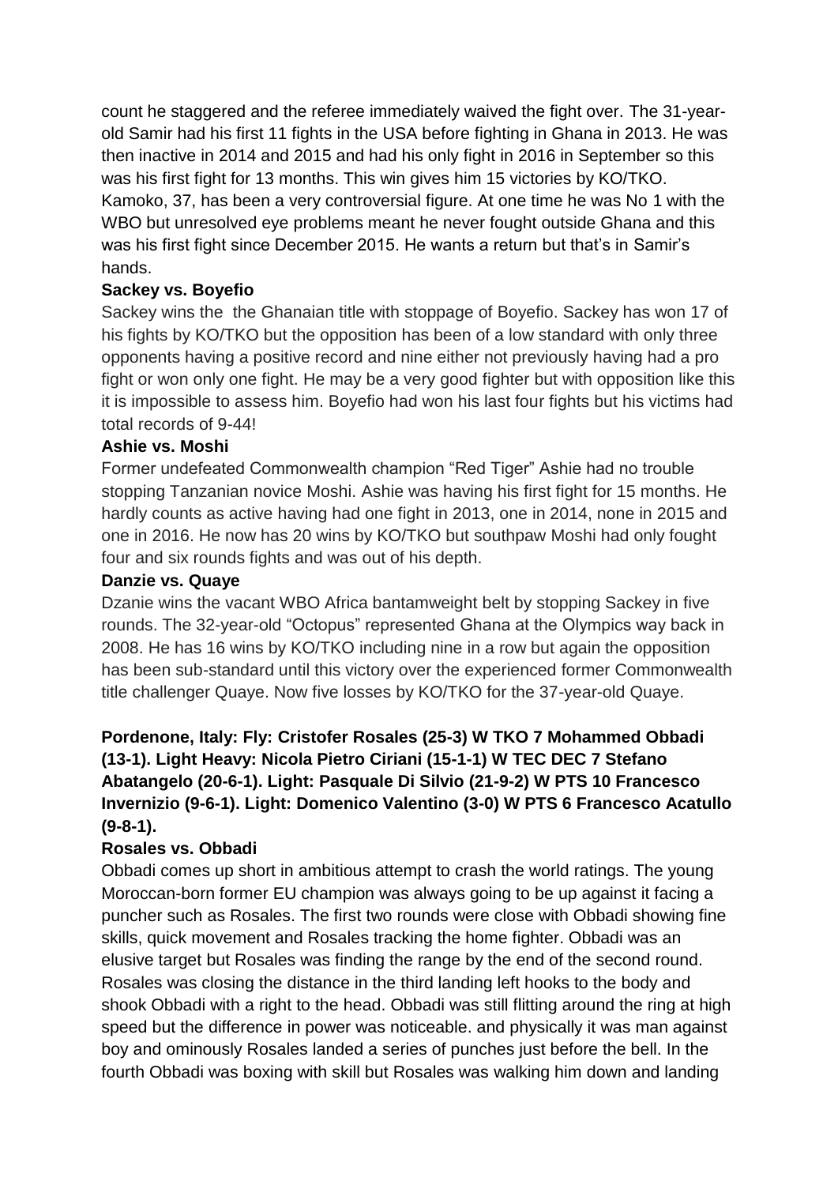count he staggered and the referee immediately waived the fight over. The 31-year-old Samir had his first 11 fights in the USA before fighting in Ghana in 2013. He was then inactive in 2014 and 2015 and had his only fight in 2016 in September so this was his first fight for 13 months. This win gives him 15 victories by KO/TKO. Kamoko, 37, has been a very controversial figure. At one time he was No 1 with the WBO but unresolved eye problems meant he never fought outside Ghana and this was his first fight since December 2015. He wants a return but that's in Samir's hands.

**Sackey vs. Boyefio**

Sackey wins the the Ghanaian title with stoppage of Boyefio. Sackey has won 17 of his fights by KO/TKO but the opposition has been of a low standard with only three opponents having a positive record and nine either not previously having had a pro fight or won only one fight. He may be a very good fighter but with opposition like this it is impossible to assess him. Boyefio had won his last four fights but his victims had total records of 9-44!

**Ashie vs. Moshi**

Former undefeated Commonwealth champion "Red Tiger" Ashie had no trouble stopping Tanzanian novice Moshi. Ashie was having his first fight for 15 months. He hardly counts as active having had one fight in 2013, one in 2014, none in 2015 and one in 2016. He now has 20 wins by KO/TKO but southpaw Moshi had only fought four and six rounds fights and was out of his depth.

**Danzie vs. Quaye**

Dzanie wins the vacant WBO Africa bantamweight belt by stopping Sackey in five rounds. The 32-year-old "Octopus" represented Ghana at the Olympics way back in 2008. He has 16 wins by KO/TKO including nine in a row but again the opposition has been sub-standard until this victory over the experienced former Commonwealth title challenger Quaye. Now five losses by KO/TKO for the 37-year-old Quaye.

**Pordenone, Italy: Fly: Cristofer Rosales (25-3) W TKO 7 Mohammed Obbadi (13-1). Light Heavy: Nicola Pietro Ciriani (15-1-1) W TEC DEC 7 Stefano Abatangelo (20-6-1). Light: Pasquale Di Silvio (21-9-2) W PTS 10 Francesco Invernizio (9-6-1). Light: Domenico Valentino (3-0) W PTS 6 Francesco Acatullo (9-8-1).**

**Rosales vs. Obbadi**

Obbadi comes up short in ambitious attempt to crash the world ratings. The young Moroccan-born former EU champion was always going to be up against it facing a puncher such as Rosales. The first two rounds were close with Obbadi showing fine skills, quick movement and Rosales tracking the home fighter. Obbadi was an elusive target but Rosales was finding the range by the end of the second round. Rosales was closing the distance in the third landing left hooks to the body and shook Obbadi with a right to the head. Obbadi was still flitting around the ring at high speed but the difference in power was noticeable. and physically it was man against boy and ominously Rosales landed a series of punches just before the bell. In the fourth Obbadi was boxing with skill but Rosales was walking him down and landing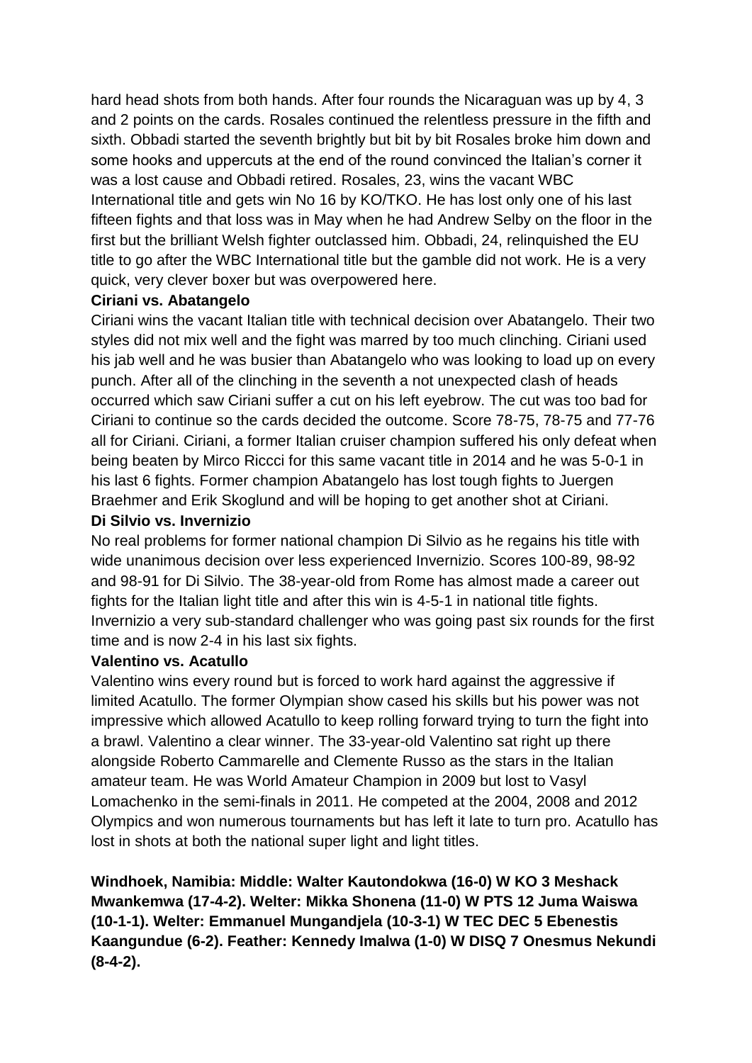hard head shots from both hands. After four rounds the Nicaraguan was up by 4, 3 and 2 points on the cards. Rosales continued the relentless pressure in the fifth and sixth. Obbadi started the seventh brightly but bit by bit Rosales broke him down and some hooks and uppercuts at the end of the round convinced the Italian's corner it was a lost cause and Obbadi retired. Rosales, 23, wins the vacant WBC International title and gets win No 16 by KO/TKO. He has lost only one of his last fifteen fights and that loss was in May when he had Andrew Selby on the floor in the first but the brilliant Welsh fighter outclassed him. Obbadi, 24, relinquished the EU title to go after the WBC International title but the gamble did not work. He is a very quick, very clever boxer but was overpowered here.

**Ciriani vs. Abatangelo**

Ciriani wins the vacant Italian title with technical decision over Abatangelo. Their two styles did not mix well and the fight was marred by too much clinching. Ciriani used his jab well and he was busier than Abatangelo who was looking to load up on every punch. After all of the clinching in the seventh a not unexpected clash of heads occurred which saw Ciriani suffer a cut on his left eyebrow. The cut was too bad for Ciriani to continue so the cards decided the outcome. Score 78-75, 78-75 and 77-76 all for Ciriani. Ciriani, a former Italian cruiser champion suffered his only defeat when being beaten by Mirco Riccci for this same vacant title in 2014 and he was 5-0-1 in his last 6 fights. Former champion Abatangelo has lost tough fights to Juergen Braehmer and Erik Skoglund and will be hoping to get another shot at Ciriani.

**Di Silvio vs. Invernizio**

No real problems for former national champion Di Silvio as he regains his title with wide unanimous decision over less experienced Invernizio. Scores 100-89, 98-92 and 98-91 for Di Silvio. The 38-year-old from Rome has almost made a career out fights for the Italian light title and after this win is 4-5-1 in national title fights. Invernizio a very sub-standard challenger who was going past six rounds for the first time and is now 2-4 in his last six fights.

**Valentino vs. Acatullo**

Valentino wins every round but is forced to work hard against the aggressive if limited Acatullo. The former Olympian show cased his skills but his power was not impressive which allowed Acatullo to keep rolling forward trying to turn the fight into a brawl. Valentino a clear winner. The 33-year-old Valentino sat right up there alongside Roberto Cammarelle and Clemente Russo as the stars in the Italian amateur team. He was World Amateur Champion in 2009 but lost to Vasyl Lomachenko in the semi-finals in 2011. He competed at the 2004, 2008 and 2012 Olympics and won numerous tournaments but has left it late to turn pro. Acatullo has lost in shots at both the national super light and light titles.

**Windhoek, Namibia: Middle: Walter Kautondokwa (16-0) W KO 3 Meshack Mwankemwa (17-4-2). Welter: Mikka Shonena (11-0) W PTS 12 Juma Waiswa (10-1-1). Welter: Emmanuel Mungandjela (10-3-1) W TEC DEC 5 Ebenestis Kaangundue (6-2). Feather: Kennedy Imalwa (1-0) W DISQ 7 Onesmus Nekundi (8-4-2).**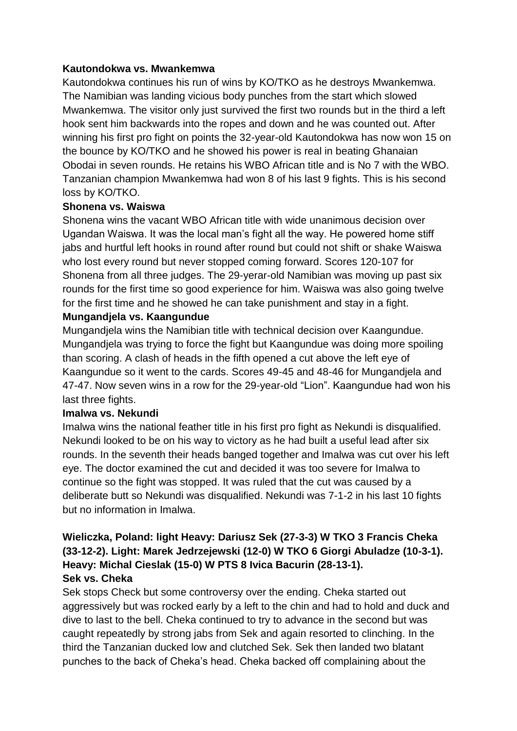**Kautondokwa vs. Mwankemwa**

Kautondokwa continues his run of wins by KO/TKO as he destroys Mwankemwa. The Namibian was landing vicious body punches from the start which slowed Mwankemwa. The visitor only just survived the first two rounds but in the third a left hook sent him backwards into the ropes and down and he was counted out. After winning his first pro fight on points the 32-year-old Kautondokwa has now won 15 on the bounce by KO/TKO and he showed his power is real in beating Ghanaian Obodai in seven rounds. He retains his WBO African title and is No 7 with the WBO. Tanzanian champion Mwankemwa had won 8 of his last 9 fights. This is his second loss by KO/TKO.

**Shonena vs. Waiswa**

Shonena wins the vacant WBO African title with wide unanimous decision over Ugandan Waiswa. It was the local man's fight all the way. He powered home stiff jabs and hurtful left hooks in round after round but could not shift or shake Waiswa who lost every round but never stopped coming forward. Scores 120-107 for Shonena from all three judges. The 29-yerar-old Namibian was moving up past six rounds for the first time so good experience for him. Waiswa was also going twelve for the first time and he showed he can take punishment and stay in a fight.

**Mungandjela vs. Kaangundue**

Mungandjela wins the Namibian title with technical decision over Kaangundue. Mungandjela was trying to force the fight but Kaangundue was doing more spoiling than scoring. A clash of heads in the fifth opened a cut above the left eye of Kaangundue so it went to the cards. Scores 49-45 and 48-46 for Mungandjela and 47-47. Now seven wins in a row for the 29-year-old "Lion". Kaangundue had won his last three fights.

**Imalwa vs. Nekundi**

Imalwa wins the national feather title in his first pro fight as Nekundi is disqualified. Nekundi looked to be on his way to victory as he had built a useful lead after six rounds. In the seventh their heads banged together and Imalwa was cut over his left eye. The doctor examined the cut and decided it was too severe for Imalwa to continue so the fight was stopped. It was ruled that the cut was caused by a deliberate butt so Nekundi was disqualified. Nekundi was 7-1-2 in his last 10 fights but no information in Imalwa.

**Wieliczka, Poland: light Heavy: Dariusz Sek (27-3-3) W TKO 3 Francis Cheka (33-12-2). Light: Marek Jedrzejewski (12-0) W TKO 6 Giorgi Abuladze (10-3-1). Heavy: Michal Cieslak (15-0) W PTS 8 Ivica Bacurin (28-13-1).**

**Sek vs. Cheka**

Sek stops Check but some controversy over the ending. Cheka started out aggressively but was rocked early by a left to the chin and had to hold and duck and dive to last to the bell. Cheka continued to try to advance in the second but was caught repeatedly by strong jabs from Sek and again resorted to clinching. In the third the Tanzanian ducked low and clutched Sek. Sek then landed two blatant punches to the back of Cheka's head. Cheka backed off complaining about the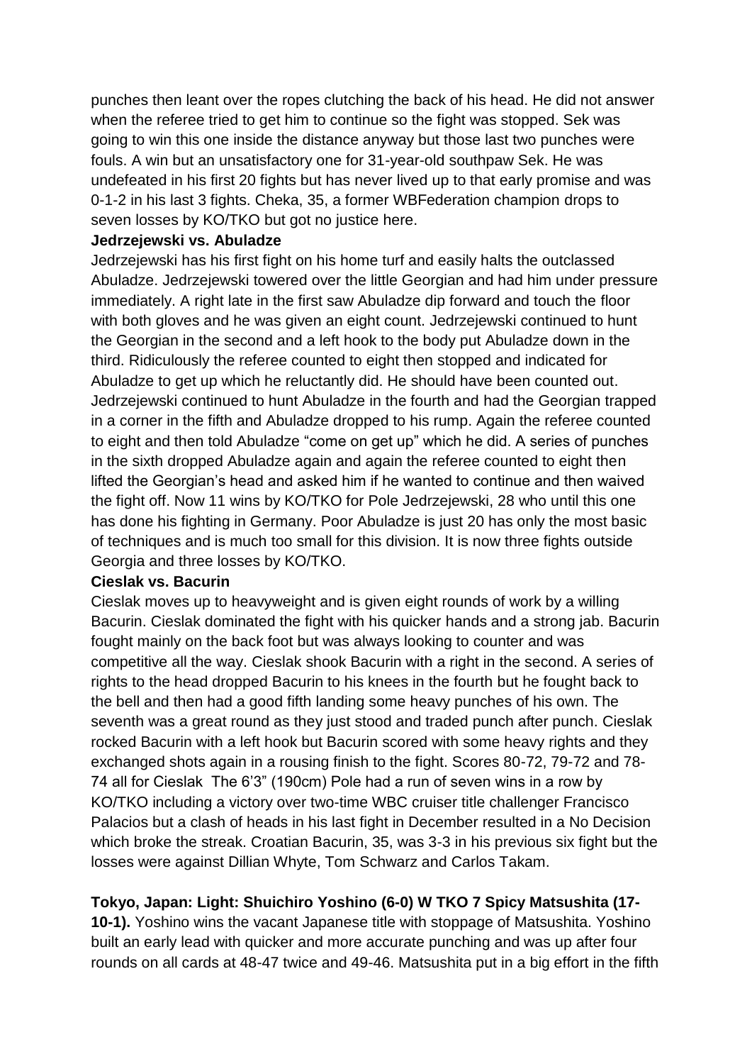punches then leant over the ropes clutching the back of his head. He did not answer when the referee tried to get him to continue so the fight was stopped. Sek was going to win this one inside the distance anyway but those last two punches were fouls. A win but an unsatisfactory one for 31-year-old southpaw Sek. He was undefeated in his first 20 fights but has never lived up to that early promise and was 0-1-2 in his last 3 fights. Cheka, 35, a former WBFederation champion drops to seven losses by KO/TKO but got no justice here.

**Jedrzejewski vs. Abuladze**

Jedrzejewski has his first fight on his home turf and easily halts the outclassed Abuladze. Jedrzejewski towered over the little Georgian and had him under pressure immediately. A right late in the first saw Abuladze dip forward and touch the floor with both gloves and he was given an eight count. Jedrzejewski continued to hunt the Georgian in the second and a left hook to the body put Abuladze down in the third. Ridiculously the referee counted to eight then stopped and indicated for Abuladze to get up which he reluctantly did. He should have been counted out. Jedrzejewski continued to hunt Abuladze in the fourth and had the Georgian trapped in a corner in the fifth and Abuladze dropped to his rump. Again the referee counted to eight and then told Abuladze "come on get up" which he did. A series of punches in the sixth dropped Abuladze again and again the referee counted to eight then lifted the Georgian's head and asked him if he wanted to continue and then waived the fight off. Now 11 wins by KO/TKO for Pole Jedrzejewski, 28 who until this one has done his fighting in Germany. Poor Abuladze is just 20 has only the most basic of techniques and is much too small for this division. It is now three fights outside Georgia and three losses by KO/TKO.

**Cieslak vs. Bacurin**

Cieslak moves up to heavyweight and is given eight rounds of work by a willing Bacurin. Cieslak dominated the fight with his quicker hands and a strong jab. Bacurin fought mainly on the back foot but was always looking to counter and was competitive all the way. Cieslak shook Bacurin with a right in the second. A series of rights to the head dropped Bacurin to his knees in the fourth but he fought back to the bell and then had a good fifth landing some heavy punches of his own. The seventh was a great round as they just stood and traded punch after punch. Cieslak rocked Bacurin with a left hook but Bacurin scored with some heavy rights and they exchanged shots again in a rousing finish to the fight. Scores 80-72, 79-72 and 78-74 all for Cieslak The 6'3" (190cm) Pole had a run of seven wins in a row by KO/TKO including a victory over two-time WBC cruiser title challenger Francisco Palacios but a clash of heads in his last fight in December resulted in a No Decision which broke the streak. Croatian Bacurin, 35, was 3-3 in his previous six fight but the losses were against Dillian Whyte, Tom Schwarz and Carlos Takam.

**Tokyo, Japan: Light: Shuichiro Yoshino (6-0) W TKO 7 Spicy Matsushita (17-10-1).** Yoshino wins the vacant Japanese title with stoppage of Matsushita. Yoshino built an early lead with quicker and more accurate punching and was up after four rounds on all cards at 48-47 twice and 49-46. Matsushita put in a big effort in the fifth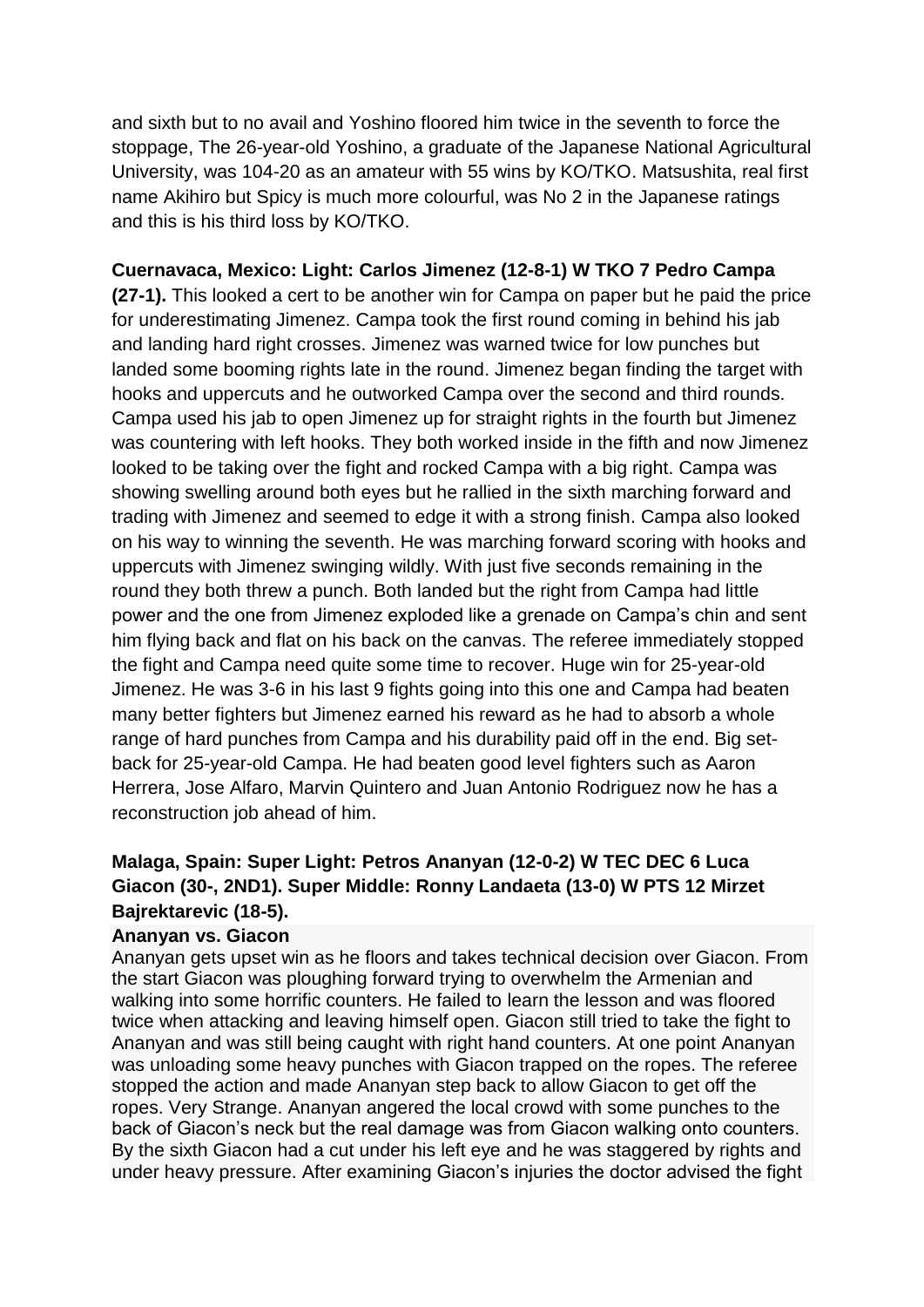and sixth but to no avail and Yoshino floored him twice in the seventh to force the stoppage, The 26-year-old Yoshino, a graduate of the Japanese National Agricultural University, was 104-20 as an amateur with 55 wins by KO/TKO. Matsushita, real first name Akihiro but Spicy is much more colourful, was No 2 in the Japanese ratings and this is his third loss by KO/TKO.

**Cuernavaca, Mexico: Light: Carlos Jimenez (12-8-1) W TKO 7 Pedro Campa (27-1).** This looked a cert to be another win for Campa on paper but he paid the price for underestimating Jimenez. Campa took the first round coming in behind his jab and landing hard right crosses. Jimenez was warned twice for low punches but landed some booming rights late in the round. Jimenez began finding the target with hooks and uppercuts and he outworked Campa over the second and third rounds. Campa used his jab to open Jimenez up for straight rights in the fourth but Jimenez was countering with left hooks. They both worked inside in the fifth and now Jimenez looked to be taking over the fight and rocked Campa with a big right. Campa was showing swelling around both eyes but he rallied in the sixth marching forward and trading with Jimenez and seemed to edge it with a strong finish. Campa also looked on his way to winning the seventh. He was marching forward scoring with hooks and uppercuts with Jimenez swinging wildly. With just five seconds remaining in the round they both threw a punch. Both landed but the right from Campa had little power and the one from Jimenez exploded like a grenade on Campa's chin and sent him flying back and flat on his back on the canvas. The referee immediately stopped the fight and Campa need quite some time to recover. Huge win for 25-year-old Jimenez. He was 3-6 in his last 9 fights going into this one and Campa had beaten many better fighters but Jimenez earned his reward as he had to absorb a whole range of hard punches from Campa and his durability paid off in the end. Big set-back for 25-year-old Campa. He had beaten good level fighters such as Aaron Herrera, Jose Alfaro, Marvin Quintero and Juan Antonio Rodriguez now he has a reconstruction job ahead of him.

**Malaga, Spain: Super Light: Petros Ananyan (12-0-2) W TEC DEC 6 Luca Giacon (30-, 2ND1). Super Middle: Ronny Landaeta (13-0) W PTS 12 Mirzet Bajrektarevic (18-5).**

**Ananyan vs. Giacon**

Ananyan gets upset win as he floors and takes technical decision over Giacon. From the start Giacon was ploughing forward trying to overwhelm the Armenian and walking into some horrific counters. He failed to learn the lesson and was floored twice when attacking and leaving himself open. Giacon still tried to take the fight to Ananyan and was still being caught with right hand counters. At one point Ananyan was unloading some heavy punches with Giacon trapped on the ropes. The referee stopped the action and made Ananyan step back to allow Giacon to get off the ropes. Very Strange. Ananyan angered the local crowd with some punches to the back of Giacon's neck but the real damage was from Giacon walking onto counters. By the sixth Giacon had a cut under his left eye and he was staggered by rights and under heavy pressure. After examining Giacon's injuries the doctor advised the fight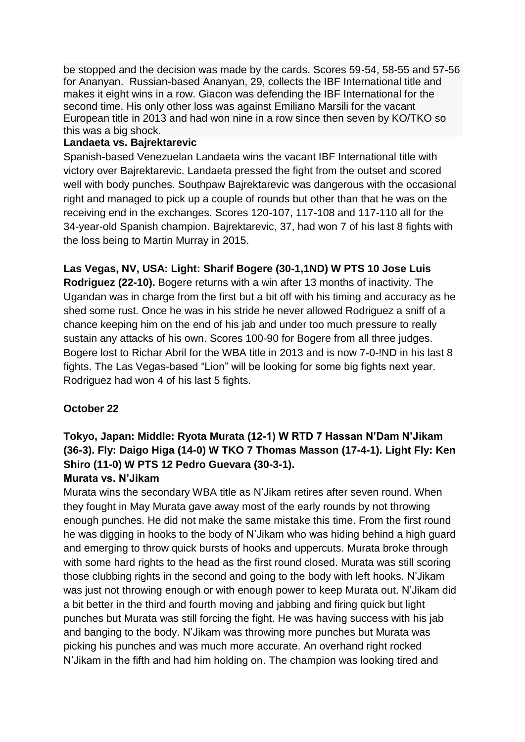be stopped and the decision was made by the cards. Scores 59-54, 58-55 and 57-56 for Ananyan. Russian-based Ananyan, 29, collects the IBF International title and makes it eight wins in a row. Giacon was defending the IBF International for the second time. His only other loss was against Emiliano Marsili for the vacant European title in 2013 and had won nine in a row since then seven by KO/TKO so this was a big shock.

**Landaeta vs. Bajrektarevic**

Spanish-based Venezuelan Landaeta wins the vacant IBF International title with victory over Bajrektarevic. Landaeta pressed the fight from the outset and scored well with body punches. Southpaw Bajrektarevic was dangerous with the occasional right and managed to pick up a couple of rounds but other than that he was on the receiving end in the exchanges. Scores 120-107, 117-108 and 117-110 all for the 34-year-old Spanish champion. Bajrektarevic, 37, had won 7 of his last 8 fights with the loss being to Martin Murray in 2015.

**Las Vegas, NV, USA: Light: Sharif Bogere (30-1,1ND) W PTS 10 Jose Luis Rodriguez (22-10).** Bogere returns with a win after 13 months of inactivity. The Ugandan was in charge from the first but a bit off with his timing and accuracy as he shed some rust. Once he was in his stride he never allowed Rodriguez a sniff of a chance keeping him on the end of his jab and under too much pressure to really sustain any attacks of his own. Scores 100-90 for Bogere from all three judges. Bogere lost to Richar Abril for the WBA title in 2013 and is now 7-0-!ND in his last 8 fights. The Las Vegas-based "Lion" will be looking for some big fights next year. Rodriguez had won 4 of his last 5 fights.

**October 22**

**Tokyo, Japan: Middle: Ryota Murata (12-1) W RTD 7 Hassan N'Dam N'Jikam (36-3). Fly: Daigo Higa (14-0) W TKO 7 Thomas Masson (17-4-1). Light Fly: Ken Shiro (11-0) W PTS 12 Pedro Guevara (30-3-1).**

**Murata vs. N'Jikam**

Murata wins the secondary WBA title as N'Jikam retires after seven round. When they fought in May Murata gave away most of the early rounds by not throwing enough punches. He did not make the same mistake this time. From the first round he was digging in hooks to the body of N'Jikam who was hiding behind a high guard and emerging to throw quick bursts of hooks and uppercuts. Murata broke through with some hard rights to the head as the first round closed. Murata was still scoring those clubbing rights in the second and going to the body with left hooks. N'Jikam was just not throwing enough or with enough power to keep Murata out. N'Jikam did a bit better in the third and fourth moving and jabbing and firing quick but light punches but Murata was still forcing the fight. He was having success with his jab and banging to the body. N'Jikam was throwing more punches but Murata was picking his punches and was much more accurate. An overhand right rocked N'Jikam in the fifth and had him holding on. The champion was looking tired and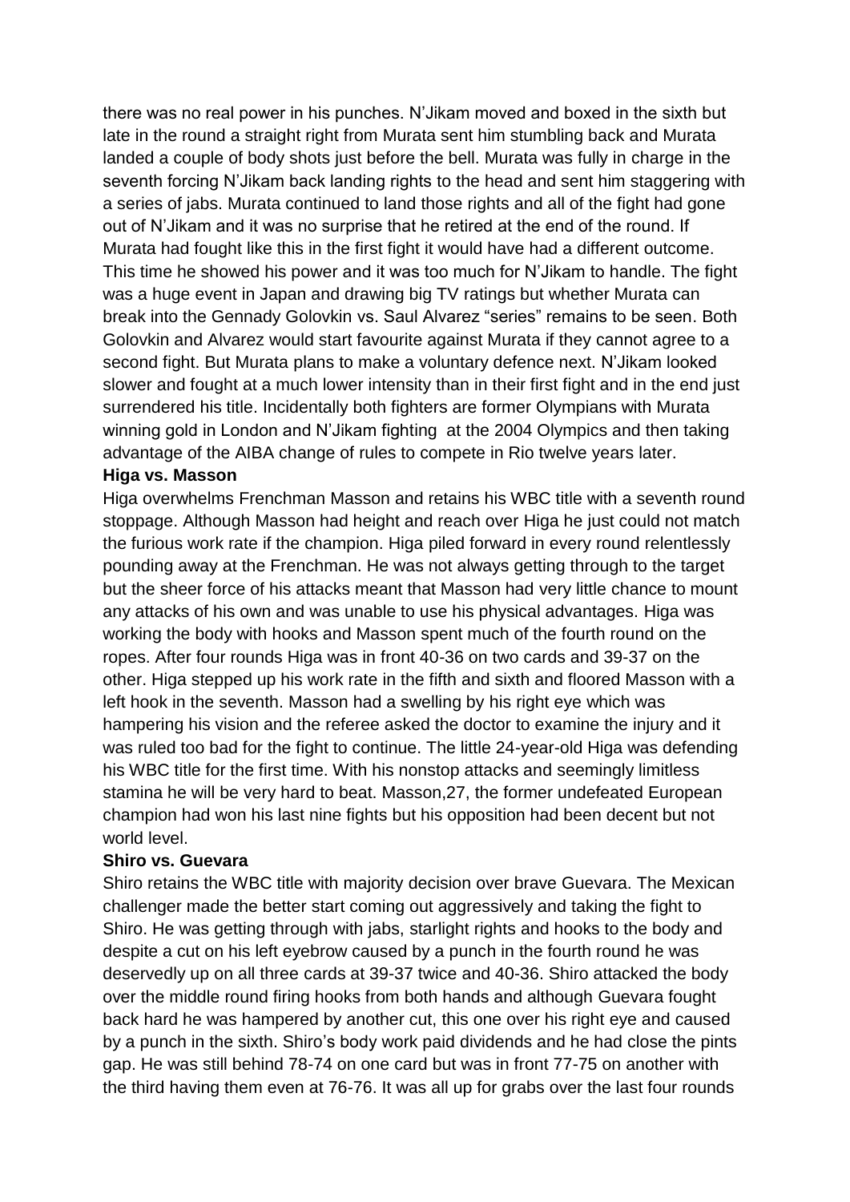there was no real power in his punches. N'Jikam moved and boxed in the sixth but late in the round a straight right from Murata sent him stumbling back and Murata landed a couple of body shots just before the bell. Murata was fully in charge in the seventh forcing N'Jikam back landing rights to the head and sent him staggering with a series of jabs. Murata continued to land those rights and all of the fight had gone out of N'Jikam and it was no surprise that he retired at the end of the round. If Murata had fought like this in the first fight it would have had a different outcome. This time he showed his power and it was too much for N'Jikam to handle. The fight was a huge event in Japan and drawing big TV ratings but whether Murata can break into the Gennady Golovkin vs. Saul Alvarez "series" remains to be seen. Both Golovkin and Alvarez would start favourite against Murata if they cannot agree to a second fight. But Murata plans to make a voluntary defence next. N'Jikam looked slower and fought at a much lower intensity than in their first fight and in the end just surrendered his title. Incidentally both fighters are former Olympians with Murata winning gold in London and N'Jikam fighting at the 2004 Olympics and then taking advantage of the AIBA change of rules to compete in Rio twelve years later.

**Higa vs. Masson**

Higa overwhelms Frenchman Masson and retains his WBC title with a seventh round stoppage. Although Masson had height and reach over Higa he just could not match the furious work rate if the champion. Higa piled forward in every round relentlessly pounding away at the Frenchman. He was not always getting through to the target but the sheer force of his attacks meant that Masson had very little chance to mount any attacks of his own and was unable to use his physical advantages. Higa was working the body with hooks and Masson spent much of the fourth round on the ropes. After four rounds Higa was in front 40-36 on two cards and 39-37 on the other. Higa stepped up his work rate in the fifth and sixth and floored Masson with a left hook in the seventh. Masson had a swelling by his right eye which was hampering his vision and the referee asked the doctor to examine the injury and it was ruled too bad for the fight to continue. The little 24-year-old Higa was defending his WBC title for the first time. With his nonstop attacks and seemingly limitless stamina he will be very hard to beat. Masson,27, the former undefeated European champion had won his last nine fights but his opposition had been decent but not world level.

**Shiro vs. Guevara**

Shiro retains the WBC title with majority decision over brave Guevara. The Mexican challenger made the better start coming out aggressively and taking the fight to Shiro. He was getting through with jabs, starlight rights and hooks to the body and despite a cut on his left eyebrow caused by a punch in the fourth round he was deservedly up on all three cards at 39-37 twice and 40-36. Shiro attacked the body over the middle round firing hooks from both hands and although Guevara fought back hard he was hampered by another cut, this one over his right eye and caused by a punch in the sixth. Shiro's body work paid dividends and he had close the pints gap. He was still behind 78-74 on one card but was in front 77-75 on another with the third having them even at 76-76. It was all up for grabs over the last four rounds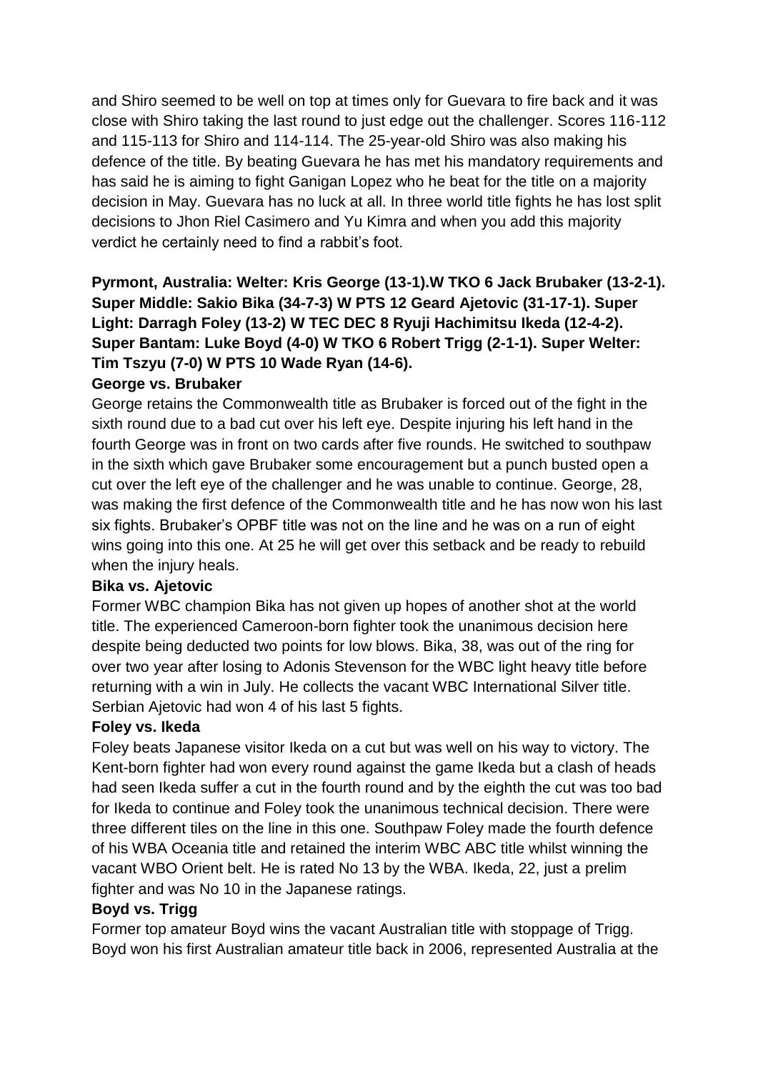and Shiro seemed to be well on top at times only for Guevara to fire back and it was close with Shiro taking the last round to just edge out the challenger. Scores 116-112 and 115-113 for Shiro and 114-114. The 25-year-old Shiro was also making his defence of the title. By beating Guevara he has met his mandatory requirements and has said he is aiming to fight Ganigan Lopez who he beat for the title on a majority decision in May. Guevara has no luck at all. In three world title fights he has lost split decisions to Jhon Riel Casimero and Yu Kimra and when you add this majority verdict he certainly need to find a rabbit's foot.

**Pyrmont, Australia: Welter: Kris George (13-1).W TKO 6 Jack Brubaker (13-2-1). Super Middle: Sakio Bika (34-7-3) W PTS 12 Geard Ajetovic (31-17-1). Super Light: Darragh Foley (13-2) W TEC DEC 8 Ryuji Hachimitsu Ikeda (12-4-2). Super Bantam: Luke Boyd (4-0) W TKO 6 Robert Trigg (2-1-1). Super Welter: Tim Tszyu (7-0) W PTS 10 Wade Ryan (14-6).**

**George vs. Brubaker**

George retains the Commonwealth title as Brubaker is forced out of the fight in the sixth round due to a bad cut over his left eye. Despite injuring his left hand in the fourth George was in front on two cards after five rounds. He switched to southpaw in the sixth which gave Brubaker some encouragement but a punch busted open a cut over the left eye of the challenger and he was unable to continue. George, 28, was making the first defence of the Commonwealth title and he has now won his last six fights. Brubaker's OPBF title was not on the line and he was on a run of eight wins going into this one. At 25 he will get over this setback and be ready to rebuild when the injury heals.

**Bika vs. Ajetovic**

Former WBC champion Bika has not given up hopes of another shot at the world title. The experienced Cameroon-born fighter took the unanimous decision here despite being deducted two points for low blows. Bika, 38, was out of the ring for over two year after losing to Adonis Stevenson for the WBC light heavy title before returning with a win in July. He collects the vacant WBC International Silver title. Serbian Ajetovic had won 4 of his last 5 fights.

**Foley vs. Ikeda**

Foley beats Japanese visitor Ikeda on a cut but was well on his way to victory. The Kent-born fighter had won every round against the game Ikeda but a clash of heads had seen Ikeda suffer a cut in the fourth round and by the eighth the cut was too bad for Ikeda to continue and Foley took the unanimous technical decision. There were three different tiles on the line in this one. Southpaw Foley made the fourth defence of his WBA Oceania title and retained the interim WBC ABC title whilst winning the vacant WBO Orient belt. He is rated No 13 by the WBA. Ikeda, 22, just a prelim fighter and was No 10 in the Japanese ratings.

**Boyd vs. Trigg**

Former top amateur Boyd wins the vacant Australian title with stoppage of Trigg. Boyd won his first Australian amateur title back in 2006, represented Australia at the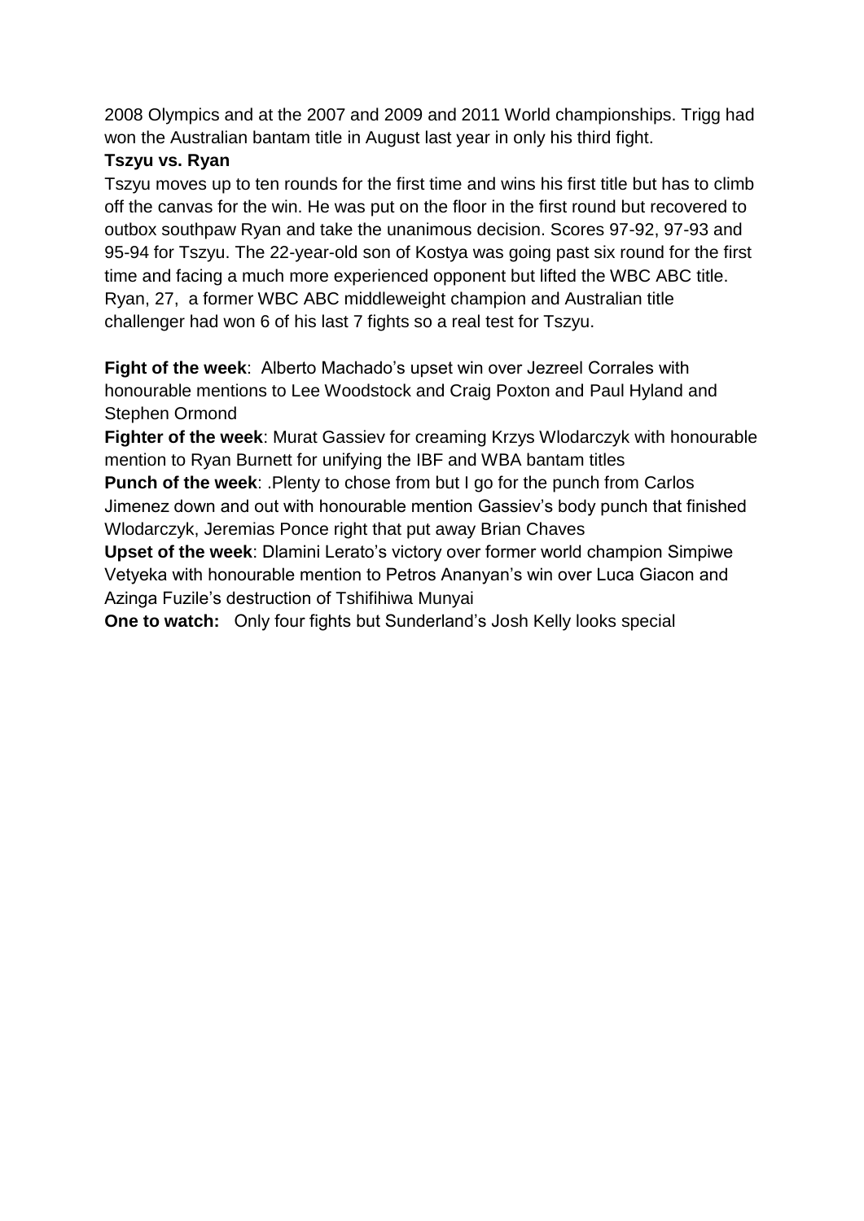2008 Olympics and at the 2007 and 2009 and 2011 World championships. Trigg had won the Australian bantam title in August last year in only his third fight.

**Tszyu vs. Ryan**

Tszyu moves up to ten rounds for the first time and wins his first title but has to climb off the canvas for the win. He was put on the floor in the first round but recovered to outbox southpaw Ryan and take the unanimous decision. Scores 97-92, 97-93 and 95-94 for Tszyu. The 22-year-old son of Kostya was going past six round for the first time and facing a much more experienced opponent but lifted the WBC ABC title. Ryan, 27, a former WBC ABC middleweight champion and Australian title challenger had won 6 of his last 7 fights so a real test for Tszyu.

**Fight of the week**: Alberto Machado's upset win over Jezreel Corrales with honourable mentions to Lee Woodstock and Craig Poxton and Paul Hyland and Stephen Ormond

**Fighter of the week**: Murat Gassiev for creaming Krzys Wlodarczyk with honourable mention to Ryan Burnett for unifying the IBF and WBA bantam titles

**Punch of the week**: .Plenty to chose from but I go for the punch from Carlos Jimenez down and out with honourable mention Gassiev's body punch that finished Wlodarczyk, Jeremias Ponce right that put away Brian Chaves

**Upset of the week**: Dlamini Lerato's victory over former world champion Simpiwe Vetyeka with honourable mention to Petros Ananyan's win over Luca Giacon and Azinga Fuzile's destruction of Tshifihiwa Munyai

**One to watch:** Only four fights but Sunderland's Josh Kelly looks special